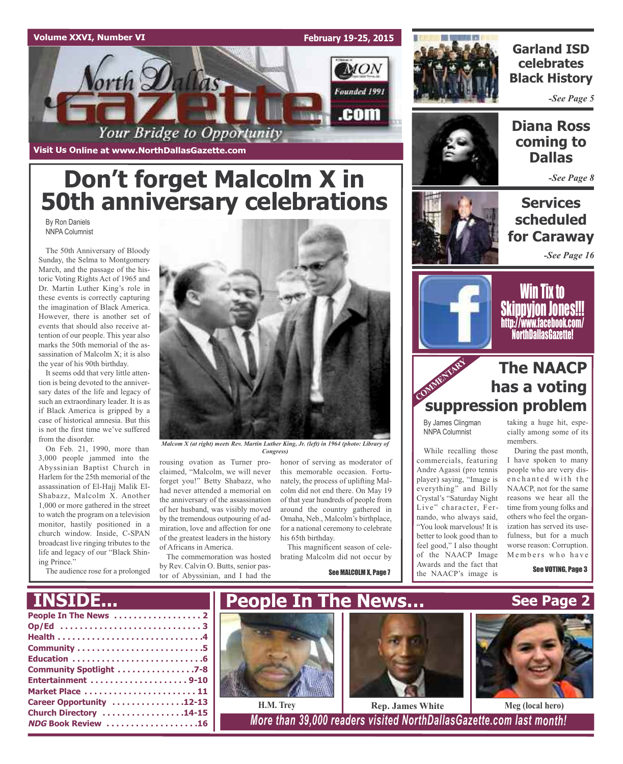Volume XXVI, Number VI

February 19-25, 2015

# North Dallas Gazette

Your Bridge to Opportunity

A Division of MON — Founded 1991 — .com

Visit Us Online at www.NorthDallasGazette.com

# Don't forget Malcolm X in 50th anniversary celebrations

By Ron Daniels
NNPA Columnist

The 50th Anniversary of Bloody Sunday, the Selma to Montgomery March, and the passage of the historic Voting Rights Act of 1965 and Dr. Martin Luther King's role in these events is correctly capturing the imagination of Black America. However, there is another set of events that should also receive attention of our people. This year also marks the 50th memorial of the assassination of Malcolm X; it is also the year of his 90th birthday.

It seems odd that very little attention is being devoted to the anniversary dates of the life and legacy of such an extraordinary leader. It is as if Black America is gripped by a case of historical amnesia. But this is not the first time we've suffered from the disorder.

On Feb. 21, 1990, more than 3,000 people jammed into the Abyssinian Baptist Church in Harlem for the 25th memorial of the assassination of El-Hajj Malik El-Shabazz, Malcolm X. Another 1,000 or more gathered in the street to watch the program on a television monitor, hastily positioned in a church window. Inside, C-SPAN broadcast live ringing tributes to the life and legacy of our "Black Shining Prince."

The audience rose for a prolonged rousing ovation as Turner proclaimed, "Malcolm, we will never forget you!" Betty Shabazz, who had never attended a memorial on the anniversary of the assassination of her husband, was visibly moved by the tremendous outpouring of admiration, love and affection for one of the greatest leaders in the history of Africans in America.

The commemoration was hosted by Rev. Calvin O. Butts, senior pastor of Abyssinian, and I had the honor of serving as moderator of this memorable occasion. Fortunately, the process of uplifting Malcolm did not end there. On May 19 of that year hundreds of people from around the country gathered in Omaha, Neb., Malcolm's birthplace, for a national ceremony to celebrate his 65th birthday.

This magnificent season of celebrating Malcolm did not occur by

*Malcom X (at right) meets Rev. Martin Luther King, Jr. (left) in 1964 (photo: Library of Congress)*

See MALCOLM X, Page 7

## Garland ISD celebrates Black History

*-See Page 5*

## Diana Ross coming to Dallas

*-See Page 8*

## Services scheduled for Caraway

*-See Page 16*

**Win Tix to Skippyjon Jones!!!**
http://www.facebook.com/NorthDallasGazette!

COMMENTARY

## The NAACP has a voting suppression problem

By James Clingman
NNPA Columnist

While recalling those commercials, featuring Andre Agassi (pro tennis player) saying, "Image is everything" and Billy Crystal's "Saturday Night Live" character, Fernando, who always said, "You look marvelous! It is better to look good than to feel good," I also thought of the NAACP Image Awards and the fact that the NAACP's image is taking a huge hit, especially among some of its members.

During the past month, I have spoken to many people who are very disenchanted with the NAACP, not for the same reasons we hear all the time from young folks and others who feel the organization has served its usefulness, but for a much worse reason: Corruption. Members who have

See VOTING, Page 3

# INSIDE...

- People In The News ..... 2
- Op/Ed ..... 3
- Health ..... 4
- Community ..... 5
- Education ..... 6
- Community Spotlight ..... 7-8
- Entertainment ..... 9-10
- Market Place ..... 11
- Career Opportunity ..... 12-13
- Church Directory ..... 14-15
- *NDG* Book Review ..... 16

# People In The News... See Page 2

H.M. Trey | Rep. James White | Meg (local hero)

*More than 39,000 readers visited NorthDallasGazette.com last month!*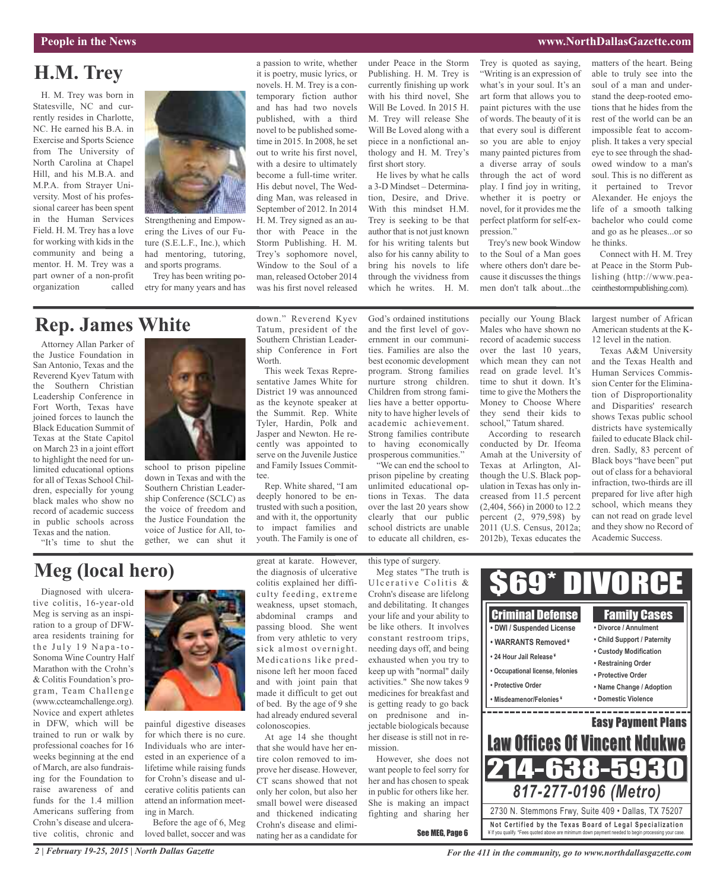# H.M. Trey

H. M. Trey was born in Statesville, NC and currently resides in Charlotte, NC. He earned his B.A. in Exercise and Sports Science from The University of North Carolina at Chapel Hill, and his M.B.A. and M.P.A. from Strayer University. Most of his professional career has been spent in the Human Services Field. H. M. Trey has a love for working with kids in the community and being a mentor. H. M. Trey was a part owner of a non-profit organization called Strengthening and Empowering the Lives of our Future (S.E.L.F., Inc.), which had mentoring, tutoring, and sports programs.

Trey has been writing poetry for many years and has a passion to write, whether it is poetry, music lyrics, or novels. H. M. Trey is a contemporary fiction author and has had two novels published, with a third novel to be published sometime in 2015. In 2008, he set out to write his first novel, with a desire to ultimately become a full-time writer. His debut novel, The Wedding Man, was released in September of 2012. In 2014 H. M. Trey signed as an author with Peace in the Storm Publishing. H. M. Trey's sophomore novel, Window to the Soul of a man, released October 2014 was his first novel released under Peace in the Storm Publishing. H. M. Trey is currently finishing up work with his third novel, She Will Be Loved. In 2015 H. M. Trey will release She Will Be Loved along with a piece in a nonfictional anthology and H. M. Trey's first short story.

He lives by what he calls a 3-D Mindset – Determination, Desire, and Drive. With this mindset H.M. Trey is seeking to be that author that is not just known for his writing talents but also for his canny ability to bring his novels to life through the vividness from which he writes. H. M. Trey is quoted as saying, "Writing is an expression of what's in your soul. It's an art form that allows you to paint pictures with the use of words. The beauty of it is that every soul is different so you are able to enjoy many painted pictures from a diverse array of souls through the act of word play. I find joy in writing, whether it is poetry or novel, for it provides me the perfect platform for self-expression."

Trey's new book Window to the Soul of a Man goes where others don't dare because it discusses the things men don't talk about...the matters of the heart. Being able to truly see into the soul of a man and understand the deep-rooted emotions that he hides from the rest of the world can be an impossible feat to accomplish. It takes a very special eye to see through the shadowed window to a man's soul. This is no different as it pertained to Trevor Alexander. He enjoys the life of a smooth talking bachelor who could come and go as he pleases...or so he thinks.

Connect with H. M. Trey at Peace in the Storm Publishing (http://www.peaceinthestormpublishing.com).

# Rep. James White

Attorney Allan Parker of the Justice Foundation in San Antonio, Texas and the Reverend Kyev Tatum with the Southern Christian Leadership Conference in Fort Worth, Texas have joined forces to launch the Black Education Summit of Texas at the State Capitol on March 23 in a joint effort to highlight the need for unlimited educational options for all of Texas School Children, especially for young black males who show no record of academic success in public schools across Texas and the nation.

"It's time to shut the school to prison pipeline down in Texas and with the Southern Christian Leadership Conference (SCLC) as the voice of freedom and the Justice Foundation the voice of Justice for All, together, we can shut it down." Reverend Kyev Tatum, president of the Southern Christian Leadership Conference in Fort Worth.

This week Texas Representative James White for District 19 was announced as the keynote speaker at the Summit. Rep. White Tyler, Hardin, Polk and Jasper and Newton. He recently was appointed to serve on the Juvenile Justice and Family Issues Committee.

Rep. White shared, "I am deeply honored to be entrusted with such a position, and with it, the opportunity to impact families and youth. The Family is one of God's ordained institutions and the first level of government in our communities. Families are also the best economic development program. Strong families nurture strong children. Children from strong families have a better opportunity to have higher levels of academic achievement. Strong families contribute to having economically prosperous communities."

"We can end the school to prison pipeline by creating unlimited educational options in Texas. The data over the last 20 years show clearly that our public school districts are unable to educate all children, especially our Young Black Males who have shown no record of academic success over the last 10 years, which mean they can not read on grade level. It's time to shut it down. It's time to give the Mothers the Money to Choose Where they send their kids to school," Tatum shared.

According to research conducted by Dr. Ifeoma Amah at the University of Texas at Arlington, Although the U.S. Black population in Texas has only increased from 11.5 percent (2,404, 566) in 2000 to 12.2 percent (2, 979,598) by 2011 (U.S. Census, 2012a; 2012b), Texas educates the largest number of African American students at the K-12 level in the nation.

Texas A&M University and the Texas Health and Human Services Commission Center for the Elimination of Disproportionality and Disparities' research shows Texas public school districts have systemically failed to educate Black children. Sadly, 83 percent of Black boys "have been" put out of class for a behavioral infraction, two-thirds are ill prepared for live after high school, which means they can not read on grade level and they show no Record of Academic Success.

# Meg (local hero)

Diagnosed with ulcerative colitis, 16-year-old Meg is serving as an inspiration to a group of DFW-area residents training for the July 19 Napa-to-Sonoma Wine Country Half Marathon with the Crohn's & Colitis Foundation's program, Team Challenge (www.ccteamchallenge.org). Novice and expert athletes in DFW, which will be trained to run or walk by professional coaches for 16 weeks beginning at the end of March, are also fundraising for the Foundation to raise awareness of and funds for the 1.4 million Americans suffering from Crohn's disease and ulcerative colitis, chronic and painful digestive diseases for which there is no cure. Individuals who are interested in an experience of a lifetime while raising funds for Crohn's disease and ulcerative colitis patients can attend an information meeting in March.

Before the age of 6, Meg loved ballet, soccer and was great at karate. However, the diagnosis of ulcerative colitis explained her difficulty feeding, extreme weakness, upset stomach, abdominal cramps and passing blood. She went from very athletic to very sick almost overnight. Medications like prednisone left her moon faced and with joint pain that made it difficult to get out of bed. By the age of 9 she had already endured several colonoscopies.

At age 14 she thought that she would have her entire colon removed to improve her disease. However, CT scans showed that not only her colon, but also her small bowel were diseased and thickened indicating Crohn's disease and eliminating her as a candidate for this type of surgery.

Meg states "The truth is Ulcerative Colitis & Crohn's disease are lifelong and debilitating. It changes your life and your ability to be like others. It involves constant restroom trips, needing days off, and being exhausted when you try to keep up with "normal" daily activities." She now takes 9 medicines for breakfast and is getting ready to go back on prednisone and injectable biologicals because her disease is still not in remission.

However, she does not want people to feel sorry for her and has chosen to speak in public for others like her. She is making an impact fighting and sharing her

See MEG, Page 6

**$69* DIVORCE**

**Criminal Defense**
- DWI / Suspended License
- WARRANTS Removed ¥
- 24 Hour Jail Release ¥
- Occupational license, felonies
- Protective Order
- Misdeamenor/Felonies ¥

**Family Cases**
- Divorce / Annulment
- Child Support / Paternity
- Custody Modification
- Restraining Order
- Protective Order
- Name Change / Adoption
- Domestic Violence

**Easy Payment Plans**

**Law Offices Of Vincent Ndukwe**

**214-638-5930**

**817-277-0196 (Metro)**

2730 N. Stemmons Frwy, Suite 409 • Dallas, TX 75207

Not Certified by the Texas Board of Legal Specialization

¥ If you qualify. *Fees quoted above are minimum down payment needed to begin processing your case.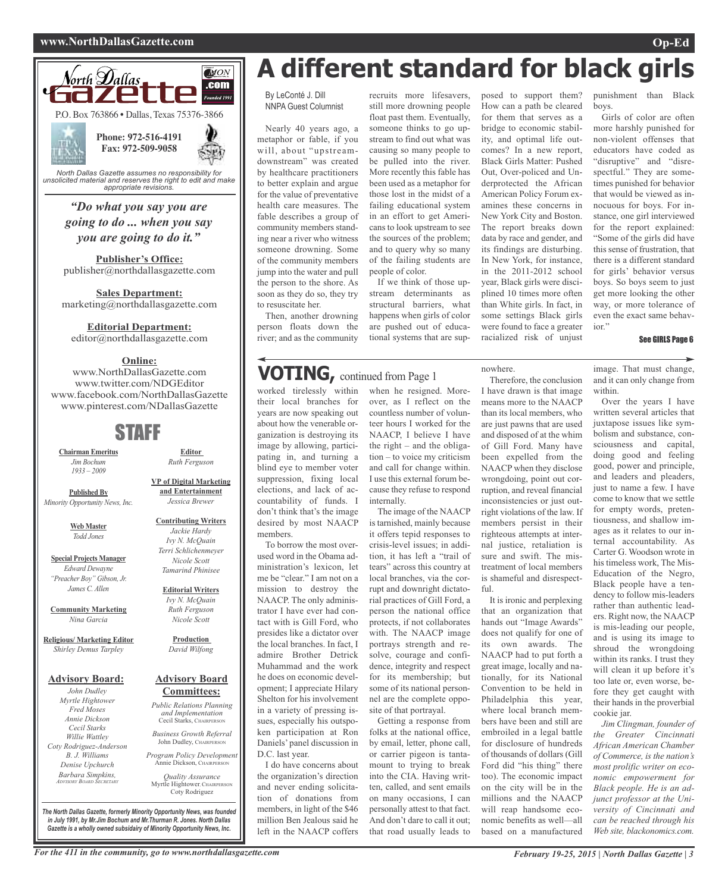**North Dallas Gazette**

P.O. Box 763866 • Dallas, Texas 75376-3866

**Phone: 972-516-4191**
**Fax: 972-509-9058**

*North Dallas Gazette assumes no responsibility for unsolicited material and reserves the right to edit and make appropriate revisions.*

***"Do what you say you are going to do ... when you say you are going to do it."***

**Publisher's Office:**
publisher@northdallasgazette.com

**Sales Department:**
marketing@northdallasgazette.com

**Editorial Department:**
editor@northdallasgazette.com

**Online:**
www.NorthDallasGazette.com
www.twitter.com/NDGEditor
www.facebook.com/NorthDallasGazette
www.pinterest.com/NDallasGazette

## STAFF

**Chairman Emeritus**
*Jim Bochum*
*1933 – 2009*

**Published By**
*Minority Opportunity News, Inc.*

**Web Master**
*Todd Jones*

**Special Projects Manager**
*Edward Dewayne "Preacher Boy" Gibson, Jr.*
*James C. Allen*

**Community Marketing**
*Nina Garcia*

**Religious/ Marketing Editor**
*Shirley Demus Tarpley*

**Editor**
*Ruth Ferguson*

**VP of Digital Marketing and Entertainment**
*Jessica Brewer*

**Contributing Writers**
*Jackie Hardy*
*Ivy N. McQuain*
*Terri Schlichenmeyer*
*Nicole Scott*
*Tamarind Phinisee*

**Editorial Writers**
*Ivy N. McQuain*
*Ruth Ferguson*
*Nicole Scott*

**Production**
*David Wilfong*

**Advisory Board:**
*John Dudley*
*Myrtle Hightower*
*Fred Moses*
*Annie Dickson*
*Cecil Starks*
*Willie Wattley*
*Coty Rodriguez-Anderson*
*B. J. Williams*
*Denise Upchurch*
*Barbara Simpkins, Advisory Board Secretary*

**Advisory Board Committees:**
*Public Relations Planning and Implementation*
Cecil Starks, Chairperson

*Business Growth Referral*
John Dudley, Chairperson

*Program Policy Development*
Annie Dickson, Chairperson

*Quality Assurance*
Myrtle Hightower, Chairperson
Coty Rodriguez

*The North Dallas Gazette, formerly Minority Opportunity News, was founded in July 1991, by Mr.Jim Bochum and Mr.Thurman R. Jones. North Dallas Gazette is a wholly owned subsidairy of Minority Opportunity News, Inc.*

# A different standard for black girls

By LeConté J. Dill
NNPA Guest Columnist

Nearly 40 years ago, a metaphor or fable, if you will, about "upstream-downstream" was created by healthcare practitioners to better explain and argue for the value of preventative health care measures. The fable describes a group of community members standing near a river who witness someone drowning. Some of the community members jump into the water and pull the person to the shore. As soon as they do so, they try to resuscitate her.

Then, another drowning person floats down the river; and as the community recruits more lifesavers, still more drowning people float past them. Eventually, someone thinks to go upstream to find out what was causing so many people to be pulled into the river. More recently this fable has been used as a metaphor for those lost in the midst of a failing educational system in an effort to get Americans to look upstream to see the sources of the problem; and to query why so many of the failing students are people of color.

If we think of those upstream determinants as structural barriers, what happens when girls of color are pushed out of educational systems that are supposed to support them? How can a path be cleared for them that serves as a bridge to economic stability, and optimal life outcomes? In a new report, Black Girls Matter: Pushed Out, Over-policed and Underprotected the African American Policy Forum examines these concerns in New York City and Boston. The report breaks down data by race and gender, and its findings are disturbing. In New York, for instance, in the 2011-2012 school year, Black girls were disciplined 10 times more often than White girls. In fact, in some settings Black girls were found to face a greater racialized risk of unjust punishment than Black boys.

Girls of color are often more harshly punished for non-violent offenses that educators have coded as "disruptive" and "disrespectful." They are sometimes punished for behavior that would be viewed as innocuous for boys. For instance, one girl interviewed for the report explained: "Some of the girls did have this sense of frustration, that there is a different standard for girls' behavior versus boys. So boys seem to just get more looking the other way, or more tolerance of even the exact same behavior."

See GIRLS Page 6

## VOTING, continued from Page 1

worked tirelessly within their local branches for years are now speaking out about how the venerable organization is destroying its image by allowing, participating in, and turning a blind eye to member voter suppression, fixing local elections, and lack of accountability of funds. I don't think that's the image desired by most NAACP members.

To borrow the most overused word in the Obama administration's lexicon, let me be "clear." I am not on a mission to destroy the NAACP. The only administrator I have ever had contact with is Gill Ford, who presides like a dictator over the local branches. In fact, I admire Brother Detrick Muhammad and the work he does on economic development; I appreciate Hilary Shelton for his involvement in a variety of pressing issues, especially his outspoken participation at Ron Daniels' panel discussion in D.C. last year.

I do have concerns about the organization's direction and never ending solicitation of donations from members, in light of the $46 million Ben Jealous said he left in the NAACP coffers when he resigned. Moreover, as I reflect on the countless number of volunteer hours I worked for the NAACP, I believe I have the right – and the obligation – to voice my criticism and call for change within. I use this external forum because they refuse to respond internally.

The image of the NAACP is tarnished, mainly because it offers tepid responses to crisis-level issues; in addition, it has left a "trail of tears" across this country at local branches, via the corrupt and downright dictatorial practices of Gill Ford, a person the national office protects, if not collaborates with. The NAACP image portrays strength and resolve, courage and confidence, integrity and respect for its membership; but some of its national personnel are the complete opposite of that portrayal.

Getting a response from folks at the national office, by email, letter, phone call, or carrier pigeon is tantamount to trying to break into the CIA. Having written, called, and sent emails on many occasions, I can personally attest to that fact. And don't dare to call it out; that road usually leads to nowhere.

Therefore, the conclusion I have drawn is that image means more to the NAACP than its local members, who are just pawns that are used and disposed of at the whim of Gill Ford. Many have been expelled from the NAACP when they disclose wrongdoing, point out corruption, and reveal financial inconsistencies or just outright violations of the law. If members persist in their righteous attempts at internal justice, retaliation is sure and swift. The mistreatment of local members is shameful and disrespectful.

It is ironic and perplexing that an organization that hands out "Image Awards" does not qualify for one of its own awards. The NAACP had to put forth a great image, locally and nationally, for its National Convention to be held in Philadelphia this year, where local branch members have been and still are embroiled in a legal battle for disclosure of hundreds of thousands of dollars (Gill Ford did "his thing" there too). The economic impact on the city will be in the millions and the NAACP will reap handsome economic benefits as well—all based on a manufactured image. That must change, and it can only change from within.

Over the years I have written several articles that juxtapose issues like symbolism and substance, consciousness and capital, doing good and feeling good, power and principle, and leaders and pleaders, just to name a few. I have come to know that we settle for empty words, pretentiousness, and shallow images as it relates to our internal accountability. As Carter G. Woodson wrote in his timeless work, The Mis-Education of the Negro, Black people have a tendency to follow mis-leaders rather than authentic leaders. Right now, the NAACP is mis-leading our people, and is using its image to shroud the wrongdoing within its ranks. I trust they will clean it up before it's too late or, even worse, before they get caught with their hands in the proverbial cookie jar.

*Jim Clingman, founder of the Greater Cincinnati African American Chamber of Commerce, is the nation's most prolific writer on economic empowerment for Black people. He is an adjunct professor at the University of Cincinnati and can be reached through his Web site, blackonomics.com.*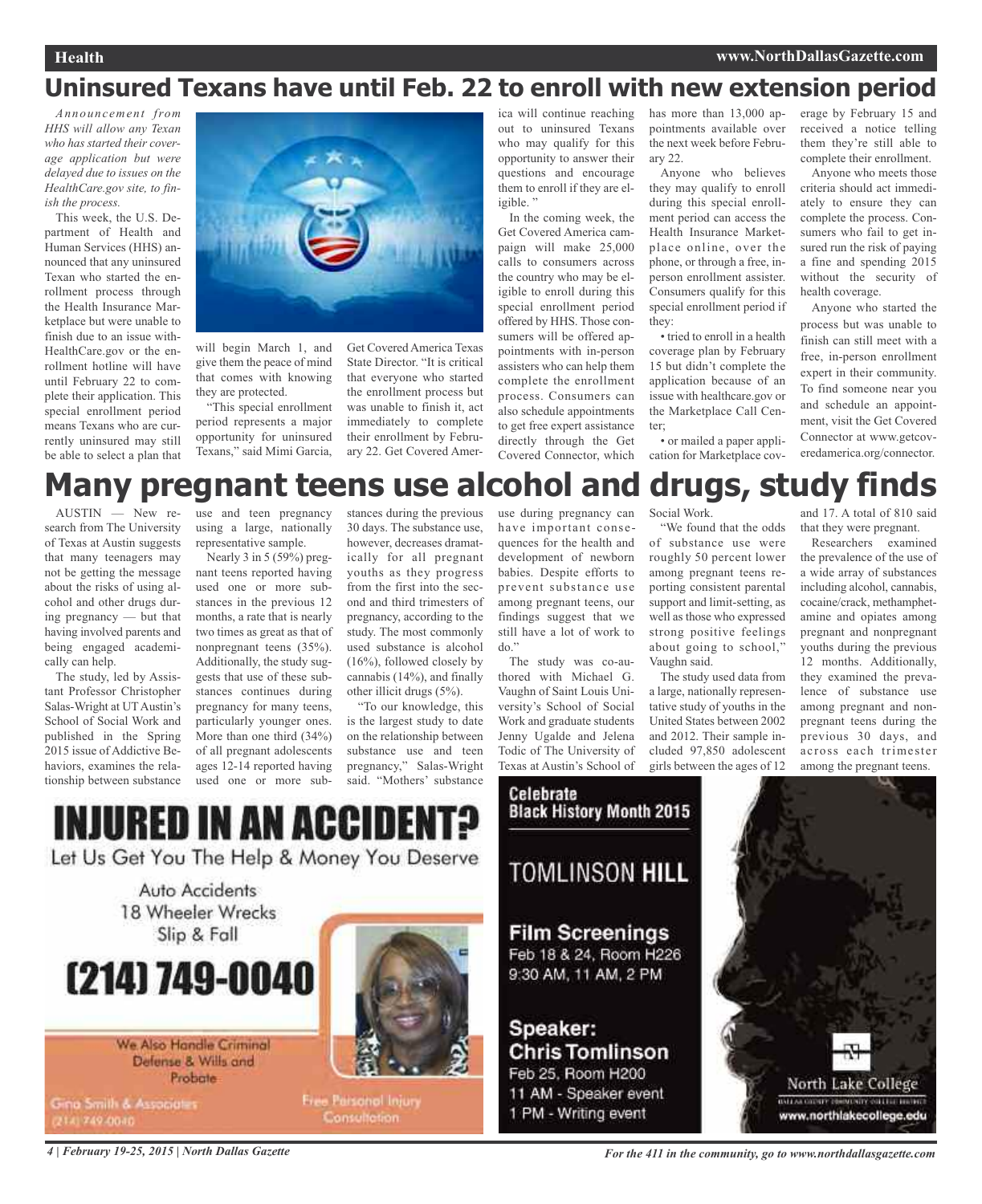# Uninsured Texans have until Feb. 22 to enroll with new extension period

*Announcement from HHS will allow any Texan who has started their coverage application but were delayed due to issues on the HealthCare.gov site, to finish the process.*

This week, the U.S. Department of Health and Human Services (HHS) announced that any uninsured Texan who started the enrollment process through the Health Insurance Marketplace but were unable to finish due to an issue with HealthCare.gov or the enrollment hotline will have until February 22 to complete their application. This special enrollment period means Texans who are currently uninsured may still be able to select a plan that will begin March 1, and give them the peace of mind that comes with knowing they are protected.

"This special enrollment period represents a major opportunity for uninsured Texans," said Mimi Garcia, Get Covered America Texas State Director. "It is critical that everyone who started the enrollment process but was unable to finish it, act immediately to complete their enrollment by February 22. Get Covered America will continue reaching out to uninsured Texans who may qualify for this opportunity to answer their questions and encourage them to enroll if they are eligible."

In the coming week, the Get Covered America campaign will make 25,000 calls to consumers across the country who may be eligible to enroll during this special enrollment period offered by HHS. Those consumers will be offered appointments with in-person assisters who can help them complete the enrollment process. Consumers can also schedule appointments to get free expert assistance directly through the Get Covered Connector, which has more than 13,000 appointments available over the next week before February 22.

Anyone who believes they may qualify to enroll during this special enrollment period can access the Health Insurance Marketplace online, over the phone, or through a free, in-person enrollment assister. Consumers qualify for this special enrollment period if they:

- tried to enroll in a health coverage plan by February 15 but didn't complete the application because of an issue with healthcare.gov or the Marketplace Call Center;
- or mailed a paper application for Marketplace coverage by February 15 and received a notice telling them they're still able to complete their enrollment.

Anyone who meets those criteria should act immediately to ensure they can complete the process. Consumers who fail to get insured run the risk of paying a fine and spending 2015 without the security of health coverage.

Anyone who started the process but was unable to finish can still meet with a free, in-person enrollment expert in their community. To find someone near you and schedule an appointment, visit the Get Covered Connector at www.getcoveredamerica.org/connector.

# Many pregnant teens use alcohol and drugs, study finds

AUSTIN — New research from The University of Texas at Austin suggests that many teenagers may not be getting the message about the risks of using alcohol and other drugs during pregnancy — but that having involved parents and being engaged academically can help.

The study, led by Assistant Professor Christopher Salas-Wright at UT Austin's School of Social Work and published in the Spring 2015 issue of Addictive Behaviors, examines the relationship between substance use and teen pregnancy using a large, nationally representative sample.

Nearly 3 in 5 (59%) pregnant teens reported having used one or more substances in the previous 12 months, a rate that is nearly two times as great as that of nonpregnant teens (35%). Additionally, the study suggests that use of these substances continues during pregnancy for many teens, particularly younger ones. More than one third (34%) of all pregnant adolescents ages 12-14 reported having used one or more substances during the previous 30 days. The substance use, however, decreases dramatically for all pregnant youths as they progress from the first into the second and third trimesters of pregnancy, according to the study. The most commonly used substance is alcohol (16%), followed closely by cannabis (14%), and finally other illicit drugs (5%).

"To our knowledge, this is the largest study to date on the relationship between substance use and teen pregnancy," Salas-Wright said. "Mothers' substance use during pregnancy can have important consequences for the health and development of newborn babies. Despite efforts to prevent substance use among pregnant teens, our findings suggest that we still have a lot of work to do."

The study was co-authored with Michael G. Vaughn of Saint Louis University's School of Social Work and graduate students Jenny Ugalde and Jelena Todic of The University of Texas at Austin's School of Social Work.

"We found that the odds of substance use were roughly 50 percent lower among pregnant teens reporting consistent parental support and limit-setting, as well as those who expressed strong positive feelings about going to school," Vaughn said.

The study used data from a large, nationally representative study of youths in the United States between 2002 and 2012. Their sample included 97,850 adolescent girls between the ages of 12 and 17. A total of 810 said that they were pregnant.

Researchers examined the prevalence of the use of a wide array of substances including alcohol, cannabis, cocaine/crack, methamphetamine and opiates among pregnant and nonpregnant youths during the previous 12 months. Additionally, they examined the prevalence of substance use among pregnant and nonpregnant teens during the previous 30 days, and across each trimester among the pregnant teens.

**INJURED IN AN ACCIDENT?**

Let Us Get You The Help & Money You Deserve

Auto Accidents
18 Wheeler Wrecks
Slip & Fall

**(214) 749-0040**

We Also Handle Criminal Defense & Wills and Probate

Gina Smith & Associates
(214) 749-0040

Free Personal Injury Consultation

**Celebrate Black History Month 2015**

**TOMLINSON HILL**

**Film Screenings**
Feb 18 & 24, Room H226
9:30 AM, 11 AM, 2 PM

**Speaker: Chris Tomlinson**
Feb 25, Room H200
11 AM - Speaker event
1 PM - Writing event

North Lake College
www.northlakecollege.edu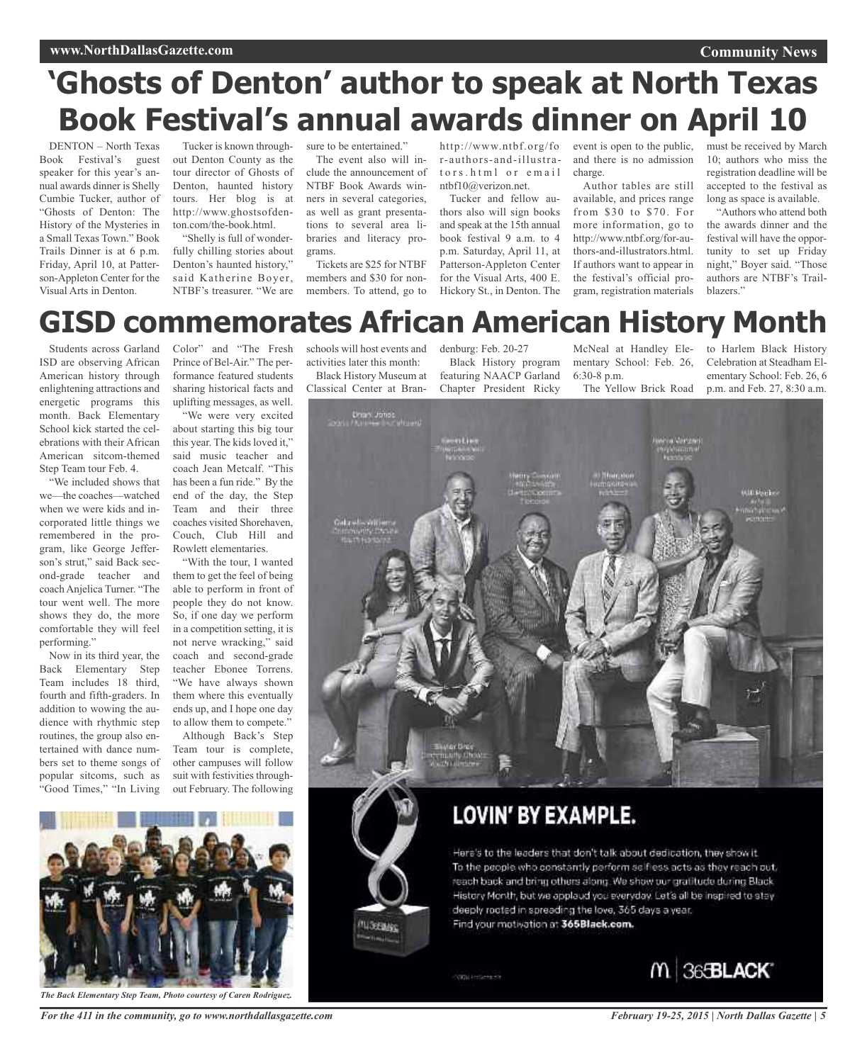# 'Ghosts of Denton' author to speak at North Texas Book Festival's annual awards dinner on April 10

DENTON – North Texas Book Festival's guest speaker for this year's annual awards dinner is Shelly Cumbie Tucker, author of "Ghosts of Denton: The History of the Mysteries in a Small Texas Town." Book Trails Dinner is at 6 p.m. Friday, April 10, at Patterson-Appleton Center for the Visual Arts in Denton.

Tucker is known throughout Denton County as the tour director of Ghosts of Denton, haunted history tours. Her blog is at http://www.ghostsofdenton.com/the-book.html.

"Shelly is full of wonderfully chilling stories about Denton's haunted history," said Katherine Boyer, NTBF's treasurer. "We are sure to be entertained."

The event also will include the announcement of NTBF Book Awards winners in several categories, as well as grant presentations to several area libraries and literacy programs.

Tickets are $25 for NTBF members and $30 for nonmembers. To attend, go to http://www.ntbf.org/for-authors-and-illustrators.html or email ntbf10@verizon.net.

Tucker and fellow authors also will sign books and speak at the 15th annual book festival 9 a.m. to 4 p.m. Saturday, April 11, at Patterson-Appleton Center for the Visual Arts, 400 E. Hickory St., in Denton. The event is open to the public, and there is no admission charge.

Author tables are still available, and prices range from $30 to $70. For more information, go to http://www.ntbf.org/for-authors-and-illustrators.html. If authors want to appear in the festival's official program, registration materials must be received by March 10; authors who miss the registration deadline will be accepted to the festival as long as space is available.

"Authors who attend both the awards dinner and the festival will have the opportunity to set up Friday night," Boyer said. "Those authors are NTBF's Trailblazers."

# GISD commemorates African American History Month

Students across Garland ISD are observing African American history through enlightening attractions and energetic programs this month. Back Elementary School kick started the celebrations with their African American sitcom-themed Step Team tour Feb. 4.

"We included shows that we—the coaches—watched when we were kids and incorporated little things we remembered in the program, like George Jefferson's strut," said Back second-grade teacher and coach Anjelica Turner. "The tour went well. The more shows they do, the more comfortable they will feel performing."

Now in its third year, the Back Elementary Step Team includes 18 third, fourth and fifth-graders. In addition to wowing the audience with rhythmic step routines, the group also entertained with dance numbers set to theme songs of popular sitcoms, such as "Good Times," "In Living Color" and "The Fresh Prince of Bel-Air." The performance featured students sharing historical facts and uplifting messages, as well.

"We were very excited about starting this big tour this year. The kids loved it," said music teacher and coach Jean Metcalf. "This has been a fun ride." By the end of the day, the Step Team and their three coaches visited Shorehaven, Couch, Club Hill and Rowlett elementaries.

"With the tour, I wanted them to get the feel of being able to perform in front of people they do not know. So, if one day we perform in a competition setting, it is not nerve wracking," said coach and second-grade teacher Ebonee Torrens. "We have always shown them where this eventually ends up, and I hope one day to allow them to compete."

Although Back's Step Team tour is complete, other campuses will follow suit with festivities throughout February. The following schools will host events and activities later this month:

Black History Museum at Classical Center at Brandenburg: Feb. 20-27

Black History program featuring NAACP Garland Chapter President Ricky McNeal at Handley Elementary School: Feb. 26, 6:30-8 p.m.

The Yellow Brick Road to Harlem Black History Celebration at Steadham Elementary School: Feb. 26, 6 p.m. and Feb. 27, 8:30 a.m.

*The Back Elementary Step Team, Photo courtesy of Caren Rodriguez.*

**LOVIN' BY EXAMPLE.**

Here's to the leaders that don't talk about dedication, they show it. To the people who constantly perform selfless acts as they reach out, reach back and bring others along. We show our gratitude during Black History Month, but we applaud you everyday. Let's all be inspired to stay deeply rooted in spreading the love, 365 days a year. Find your motivation at **365Black.com.**

365BLACK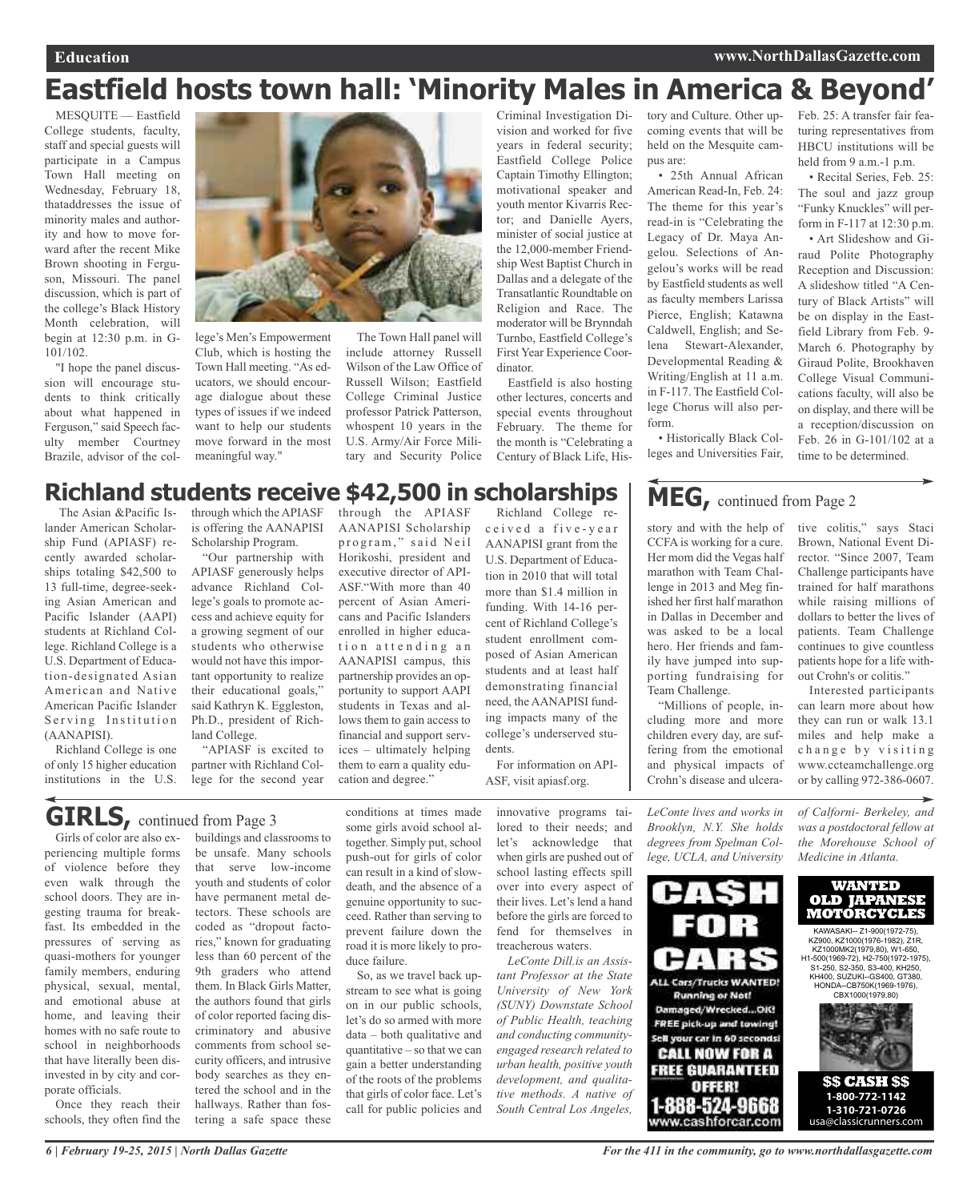# Eastfield hosts town hall: 'Minority Males in America & Beyond'

MESQUITE — Eastfield College students, faculty, staff and special guests will participate in a Campus Town Hall meeting on Wednesday, February 18, thataddresses the issue of minority males and authority and how to move forward after the recent Mike Brown shooting in Ferguson, Missouri. The panel discussion, which is part of the college's Black History Month celebration, will begin at 12:30 p.m. in G-101/102.

"I hope the panel discussion will encourage students to think critically about what happened in Ferguson," said Speech faculty member Courtney Brazile, advisor of the college's Men's Empowerment Club, which is hosting the Town Hall meeting. "As educators, we should encourage dialogue about these types of issues if we indeed want to help our students move forward in the most meaningful way."

The Town Hall panel will include attorney Russell Wilson of the Law Office of Russell Wilson; Eastfield College Criminal Justice professor Patrick Patterson, whospent 10 years in the U.S. Army/Air Force Military and Security Police Criminal Investigation Division and worked for five years in federal security; Eastfield College Police Captain Timothy Ellington; motivational speaker and youth mentor Kivarris Rector; and Danielle Ayers, minister of social justice at the 12,000-member Friendship West Baptist Church in Dallas and a delegate of the Transatlantic Roundtable on Religion and Race. The moderator will be Brynndah Turnbo, Eastfield College's First Year Experience Coordinator.

Eastfield is also hosting other lectures, concerts and special events throughout February. The theme for the month is "Celebrating a Century of Black Life, History and Culture. Other upcoming events that will be held on the Mesquite campus are:

- 25th Annual African American Read-In, Feb. 24: The theme for this year's read-in is "Celebrating the Legacy of Dr. Maya Angelou. Selections of Angelou's works will be read by Eastfield students as well as faculty members Larissa Pierce, English; Katawna Caldwell, English; and Selena Stewart-Alexander, Developmental Reading & Writing/English at 11 a.m. in F-117. The Eastfield College Chorus will also perform.
- Historically Black Colleges and Universities Fair, Feb. 25: A transfer fair featuring representatives from HBCU institutions will be held from 9 a.m.-1 p.m.
- Recital Series, Feb. 25: The soul and jazz group "Funky Knuckles" will perform in F-117 at 12:30 p.m.
- Art Slideshow and Giraud Polite Photography Reception and Discussion: A slideshow titled "A Century of Black Artists" will be on display in the Eastfield Library from Feb. 9-March 6. Photography by Giraud Polite, Brookhaven College Visual Communications faculty, will also be on display, and there will be a reception/discussion on Feb. 26 in G-101/102 at a time to be determined.

# Richland students receive $42,500 in scholarships

The Asian &Pacific Islander American Scholarship Fund (APIASF) recently awarded scholarships totaling $42,500 to 13 full-time, degree-seeking Asian American and Pacific Islander (AAPI) students at Richland College. Richland College is a U.S. Department of Education-designated Asian American and Native American Pacific Islander Serving Institution (AANAPISI).

Richland College is one of only 15 higher education institutions in the U.S. through which the APIASF is offering the AANAPISI Scholarship Program.

"Our partnership with APIASF generously helps advance Richland College's goals to promote access and achieve equity for a growing segment of our students who otherwise would not have this important opportunity to realize their educational goals," said Kathryn K. Eggleston, Ph.D., president of Richland College.

"APIASF is excited to partner with Richland College for the second year through the APIASF AANAPISI Scholarship program," said Neil Horikoshi, president and executive director of APIASF."With more than 40 percent of Asian Americans and Pacific Islanders enrolled in higher education attending an AANAPISI campus, this partnership provides an opportunity to support AAPI students in Texas and allows them to gain access to financial and support services – ultimately helping them to earn a quality education and degree."

Richland College received a five-year AANAPISI grant from the U.S. Department of Education in 2010 that will total more than $1.4 million in funding. With 14-16 percent of Richland College's student enrollment composed of Asian American students and at least half demonstrating financial need, the AANAPISI funding impacts many of the college's underserved students.

For information on APIASF, visit apiasf.org.

# MEG, continued from Page 2

story and with the help of CCFA is working for a cure. Her mom did the Vegas half marathon with Team Challenge in 2013 and Meg finished her first half marathon in Dallas in December and was asked to be a local hero. Her friends and family have jumped into supporting fundraising for Team Challenge.

"Millions of people, including more and more children every day, are suffering from the emotional and physical impacts of Crohn's disease and ulcerative colitis," says Staci Brown, National Event Director. "Since 2007, Team Challenge participants have trained for half marathons while raising millions of dollars to better the lives of patients. Team Challenge continues to give countless patients hope for a life without Crohn's or colitis."

Interested participants can learn more about how they can run or walk 13.1 miles and help make a change by visiting www.ccteamchallenge.org or by calling 972-386-0607.

# GIRLS, continued from Page 3

Girls of color are also experiencing multiple forms of violence before they even walk through the school doors. They are ingesting trauma for breakfast. Its embedded in the pressures of serving as quasi-mothers for younger family members, enduring physical, sexual, mental, and emotional abuse at home, and leaving their homes with no safe route to school in neighborhoods that have literally been disinvested in by city and corporate officials.

Once they reach their schools, they often find the buildings and classrooms to be unsafe. Many schools that serve low-income youth and students of color have permanent metal detectors. These schools are coded as "dropout factories," known for graduating less than 60 percent of the 9th graders who attend them. In Black Girls Matter, the authors found that girls of color reported facing discriminatory and abusive comments from school security officers, and intrusive body searches as they entered the school and in the hallways. Rather than fostering a safe space these conditions at times made some girls avoid school altogether. Simply put, school push-out for girls of color can result in a kind of slow-death, and the absence of a genuine opportunity to succeed. Rather than serving to prevent failure down the road it is more likely to produce failure.

So, as we travel back upstream to see what is going on in our public schools, let's do so armed with more data – both qualitative and quantitative – so that we can gain a better understanding of the roots of the problems that girls of color face. Let's call for public policies and innovative programs tailored to their needs; and let's acknowledge that when girls are pushed out of school lasting effects spill over into every aspect of their lives. Let's lend a hand before the girls are forced to fend for themselves in treacherous waters.

*LeConte Dill.is an Assistant Professor at the State University of New York (SUNY) Downstate School of Public Health, teaching and conducting community-engaged research related to urban health, positive youth development, and qualitative methods. A native of South Central Los Angeles, LeConte lives and works in Brooklyn, N.Y. She holds degrees from Spelman College, UCLA, and University of Calforni- Berkeley, and was a postdoctoral fellow at the Morehouse School of Medicine in Atlanta.*

**CASH FOR CARS**

ALL Cars/Trucks WANTED! Running or Not! Damaged/Wrecked...OK! FREE pick-up and towing! Sell your car in 60 seconds! CALL NOW FOR A FREE GUARANTEED OFFER! 1-888-524-9668 www.cashforcar.com

**WANTED OLD JAPANESE MOTORCYCLES**

KAWASAKI-- Z1-900(1972-75), KZ900, KZ1000(1976-1982), Z1R, KZ1000MK2(1979,80), W1-650, H1-500(1969-72), H2-750(1972-1975), S1-250, S2-350, S3-400, KH250, KH400, SUZUKI--GS400, GT380, HONDA--CB750K(1969-1976), CBX1000(1979,80)

$$ CASH $$ 1-800-772-1142 1-310-721-0726 usa@classicrunners.com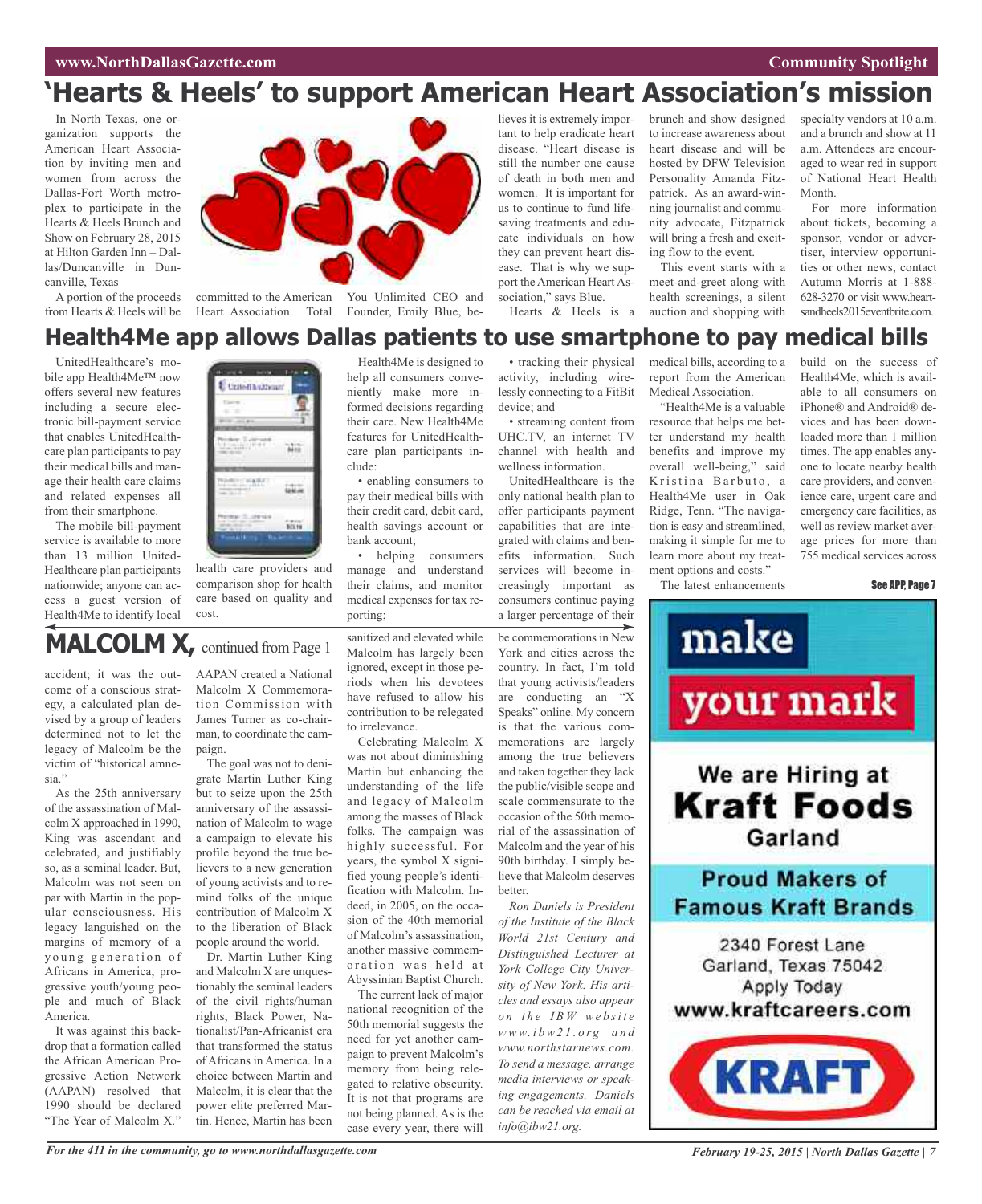## 'Hearts & Heels' to support American Heart Association's mission

In North Texas, one organization supports the American Heart Association by inviting men and women from across the Dallas-Fort Worth metroplex to participate in the Hearts & Heels Brunch and Show on February 28, 2015 at Hilton Garden Inn – Dallas/Duncanville in Duncanville, Texas

A portion of the proceeds from Hearts & Heels will be committed to the American Heart Association. Total You Unlimited CEO and Founder, Emily Blue, believes it is extremely important to help eradicate heart disease. "Heart disease is still the number one cause of death in both men and women. It is important for us to continue to fund lifesaving treatments and educate individuals on how they can prevent heart disease. That is why we support the American Heart Association," says Blue.

Hearts & Heels is a brunch and show designed to increase awareness about heart disease and will be hosted by DFW Television Personality Amanda Fitzpatrick. As an award-winning journalist and community advocate, Fitzpatrick will bring a fresh and exciting flow to the event.

This event starts with a meet-and-greet along with health screenings, a silent auction and shopping with specialty vendors at 10 a.m. and a brunch and show at 11 a.m. Attendees are encouraged to wear red in support of National Heart Health Month.

For more information about tickets, becoming a sponsor, vendor or advertiser, interview opportunities or other news, contact Autumn Morris at 1-888-628-3270 or visit www.heartsandheels2015eventbrite.com.

## Health4Me app allows Dallas patients to use smartphone to pay medical bills

UnitedHealthcare's mobile app Health4Me™ now offers several new features including a secure electronic bill-payment service that enables UnitedHealthcare plan participants to pay their medical bills and manage their health care claims and related expenses all from their smartphone.

The mobile bill-payment service is available to more than 13 million UnitedHealthcare plan participants nationwide; anyone can access a guest version of Health4Me to identify local health care providers and comparison shop for health care based on quality and cost.

Health4Me is designed to help all consumers conveniently make more informed decisions regarding their care. New Health4Me features for UnitedHealthcare plan participants include:

- enabling consumers to pay their medical bills with their credit card, debit card, health savings account or bank account;
- helping consumers manage and understand their claims, and monitor medical expenses for tax reporting;
- tracking their physical activity, including wirelessly connecting to a FitBit device; and
- streaming content from UHC.TV, an internet TV channel with health and wellness information.

UnitedHealthcare is the only national health plan to offer participants payment capabilities that are integrated with claims and benefits information. Such services will become increasingly important as consumers continue paying a larger percentage of their medical bills, according to a report from the American Medical Association.

"Health4Me is a valuable resource that helps me better understand my health benefits and improve my overall well-being," said Kristina Barbuto, a Health4Me user in Oak Ridge, Tenn. "The navigation is easy and streamlined, making it simple for me to learn more about my treatment options and costs."

The latest enhancements build on the success of Health4Me, which is available to all consumers on iPhone® and Android® devices and has been downloaded more than 1 million times. The app enables anyone to locate nearby health care providers, and convenience care, urgent care and emergency care facilities, as well as review market average prices for more than 755 medical services across

See APP, Page 7

## MALCOLM X, continued from Page 1

accident; it was the outcome of a conscious strategy, a calculated plan devised by a group of leaders determined not to let the legacy of Malcolm be the victim of "historical amnesia."

As the 25th anniversary of the assassination of Malcolm X approached in 1990, King was ascendant and celebrated, and justifiably so, as a seminal leader. But, Malcolm was not seen on par with Martin in the popular consciousness. His legacy languished on the margins of memory of a young generation of Africans in America, progressive youth/young people and much of Black America.

It was against this backdrop that a formation called the African American Progressive Action Network (AAPAN) resolved that 1990 should be declared "The Year of Malcolm X." AAPAN created a National Malcolm X Commemoration Commission with James Turner as co-chairman, to coordinate the campaign.

The goal was not to denigrate Martin Luther King but to seize upon the 25th anniversary of the assassination of Malcolm to wage a campaign to elevate his profile beyond the true believers to a new generation of young activists and to remind folks of the unique contribution of Malcolm X to the liberation of Black people around the world.

Dr. Martin Luther King and Malcolm X are unquestionably the seminal leaders of the civil rights/human rights, Black Power, Nationalist/Pan-Africanist era that transformed the status of Africans in America. In a choice between Martin and Malcolm, it is clear that the power elite preferred Martin. Hence, Martin has been sanitized and elevated while Malcolm has largely been ignored, except in those periods when his devotees have refused to allow his contribution to be relegated to irrelevance.

Celebrating Malcolm X was not about diminishing Martin but enhancing the understanding of the life and legacy of Malcolm among the masses of Black folks. The campaign was highly successful. For years, the symbol X signified young people's identification with Malcolm. Indeed, in 2005, on the occasion of the 40th memorial of Malcolm's assassination, another massive commemoration was held at Abyssinian Baptist Church.

The current lack of major national recognition of the 50th memorial suggests the need for yet another campaign to prevent Malcolm's memory from being relegated to relative obscurity. It is not that programs are not being planned. As is the case every year, there will be commemorations in New York and cities across the country. In fact, I'm told that young activists/leaders are conducting an "X Speaks" online. My concern is that the various commemorations are largely among the true believers and taken together they lack the public/visible scope and scale commensurate to the occasion of the 50th memorial of the assassination of Malcolm and the year of his 90th birthday. I simply believe that Malcolm deserves better.

*Ron Daniels is President of the Institute of the Black World 21st Century and Distinguished Lecturer at York College City University of New York. His articles and essays also appear on the IBW website www.ibw21.org and www.northstarnews.com. To send a message, arrange media interviews or speaking engagements, Daniels can be reached via email at info@ibw21.org.*

make your mark

We are Hiring at **Kraft Foods** Garland

**Proud Makers of Famous Kraft Brands**

2340 Forest Lane
Garland, Texas 75042
Apply Today
**www.kraftcareers.com**

KRAFT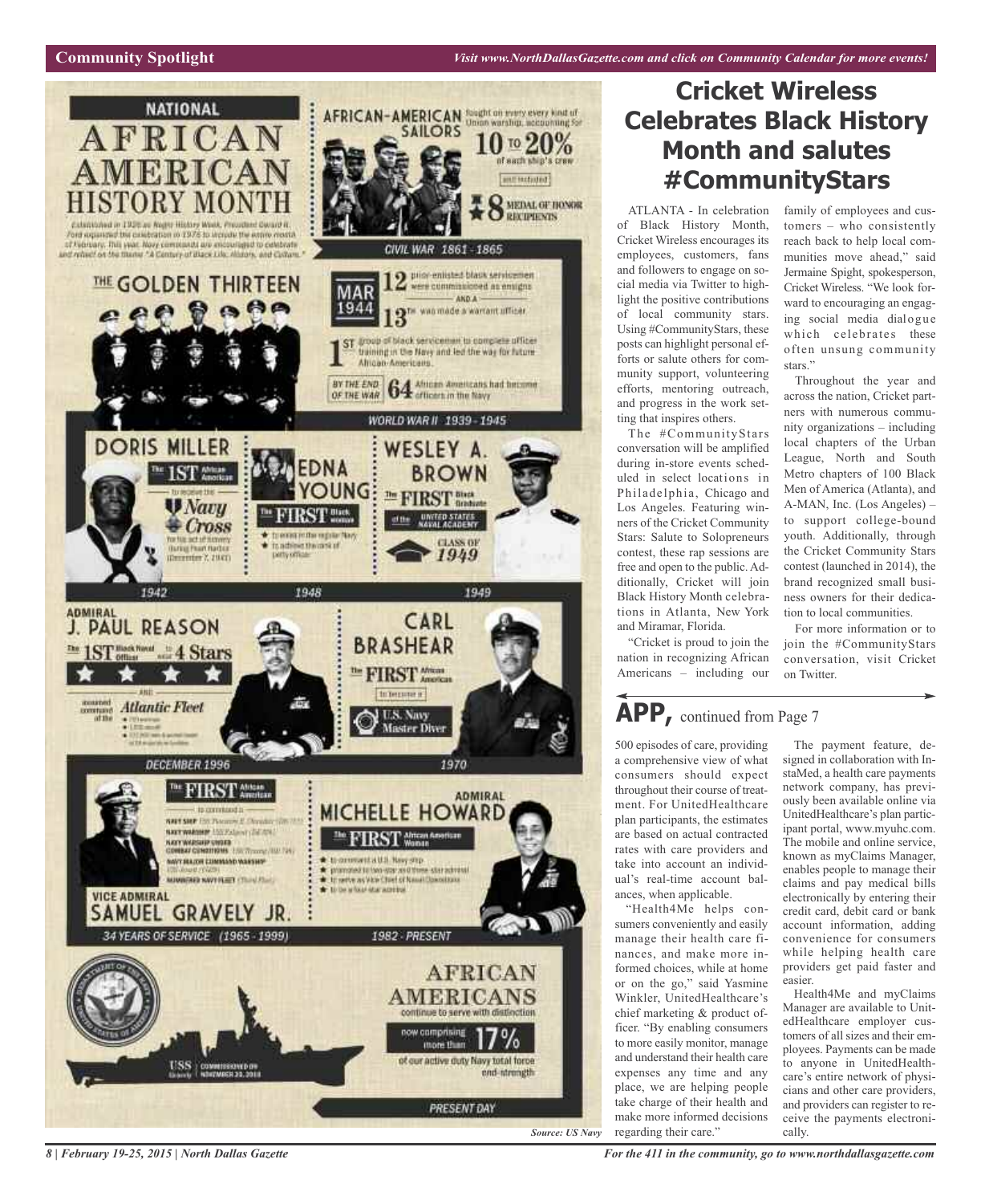# NATIONAL AFRICAN AMERICAN HISTORY MONTH

Established in 1926 as Negro History Week, President Gerald R. Ford expanded the celebration in 1976 to include the entire month of February. This year, Navy commands are encouraged to celebrate and reflect on the theme "A Century of Black Life, History, and Culture."

**AFRICAN-AMERICAN SAILORS** fought on every kind of Union warship, accounting for **10 to 20%** of each ship's crew AND INCLUDED **8 MEDAL OF HONOR RECIPIENTS**

CIVIL WAR 1861 - 1865

**THE GOLDEN THIRTEEN**

MAR 1944 — **12** prior-enlisted black servicemen were commissioned as ensigns AND A **13TH** was made a warrant officer

**1ST** group of black servicemen to complete officer training in the Navy and led the way for future African-Americans.

BY THE END OF THE WAR **64** African Americans had become officers in the Navy

WORLD WAR II 1939 - 1945

**DORIS MILLER** — The 1ST African American to receive the Navy Cross for his act of bravery during Pearl Harbor (December 7, 1941)

1942

**EDNA YOUNG** — The FIRST Black woman
- to enlist in the regular Navy
- to achieve the rank of petty officer

1948

**WESLEY A. BROWN** — The FIRST Black Graduate of the UNITED STATES NAVAL ACADEMY CLASS OF 1949

1949

**ADMIRAL J. PAUL REASON** — The 1ST Black Naval Officer to wear 4 Stars AND assumed command of the Atlantic Fleet

DECEMBER 1996

**CARL BRASHEAR** — The FIRST African American to become a U.S. Navy Master Diver

1970

**VICE ADMIRAL SAMUEL GRAVELY JR.** — The FIRST African American to command a NAVY SHIP, NAVY WARSHIP, NAVY WARSHIP UNDER COMBAT CONDITIONS, NAVY MAJOR COMMAND WARSHIP, NUMBERED NAVY FLEET

34 YEARS OF SERVICE (1965 - 1999)

**ADMIRAL MICHELLE HOWARD** — The FIRST African American Woman
- to command a U.S. Navy ship
- promoted to two-star and three-star admiral
- to serve as Vice Chief of Naval Operations
- to be a four-star admiral

1982 - PRESENT

USS Gravely COMMISSIONED ON NOVEMBER 20, 2010

**AFRICAN AMERICANS** continue to serve with distinction now comprising more than **17%** of our active duty Navy total force end-strength

PRESENT DAY

*Source: US Navy*

# Cricket Wireless Celebrates Black History Month and salutes #CommunityStars

ATLANTA - In celebration of Black History Month, Cricket Wireless encourages its employees, customers, fans and followers to engage on social media via Twitter to highlight the positive contributions of local community stars. Using #CommunityStars, these posts can highlight personal efforts or salute others for community support, volunteering efforts, mentoring outreach, and progress in the work setting that inspires others.

The #CommunityStars conversation will be amplified during in-store events scheduled in select locations in Philadelphia, Chicago and Los Angeles. Featuring winners of the Cricket Community Stars: Salute to Solopreneurs contest, these rap sessions are free and open to the public. Additionally, Cricket will join Black History Month celebrations in Atlanta, New York and Miramar, Florida.

"Cricket is proud to join the nation in recognizing African Americans – including our family of employees and customers – who consistently reach back to help local communities move ahead," said Jermaine Spight, spokesperson, Cricket Wireless. "We look forward to encouraging an engaging social media dialogue which celebrates these often unsung community stars."

Throughout the year and across the nation, Cricket partners with numerous community organizations – including local chapters of the Urban League, North and South Metro chapters of 100 Black Men of America (Atlanta), and A-MAN, Inc. (Los Angeles) – to support college-bound youth. Additionally, through the Cricket Community Stars contest (launched in 2014), the brand recognized small business owners for their dedication to local communities.

For more information or to join the #CommunityStars conversation, visit Cricket on Twitter.

## APP, continued from Page 7

500 episodes of care, providing a comprehensive view of what consumers should expect throughout their course of treatment. For UnitedHealthcare plan participants, the estimates are based on actual contracted rates with care providers and take into account an individual's real-time account balances, when applicable.

"Health4Me helps consumers conveniently and easily manage their health care finances, and make more informed choices, while at home or on the go," said Yasmine Winkler, UnitedHealthcare's chief marketing & product officer. "By enabling consumers to more easily monitor, manage and understand their health care expenses any time and any place, we are helping people take charge of their health and make more informed decisions regarding their care."

The payment feature, designed in collaboration with InstaMed, a health care payments network company, has previously been available online via UnitedHealthcare's plan participant portal, www.myuhc.com. The mobile and online service, known as myClaims Manager, enables people to manage their claims and pay medical bills electronically by entering their credit card, debit card or bank account information, adding convenience for consumers while helping health care providers get paid faster and easier.

Health4Me and myClaims Manager are available to UnitedHealthcare employer customers of all sizes and their employees. Payments can be made to anyone in UnitedHealthcare's entire network of physicians and other care providers, and providers can register to receive the payments electronically.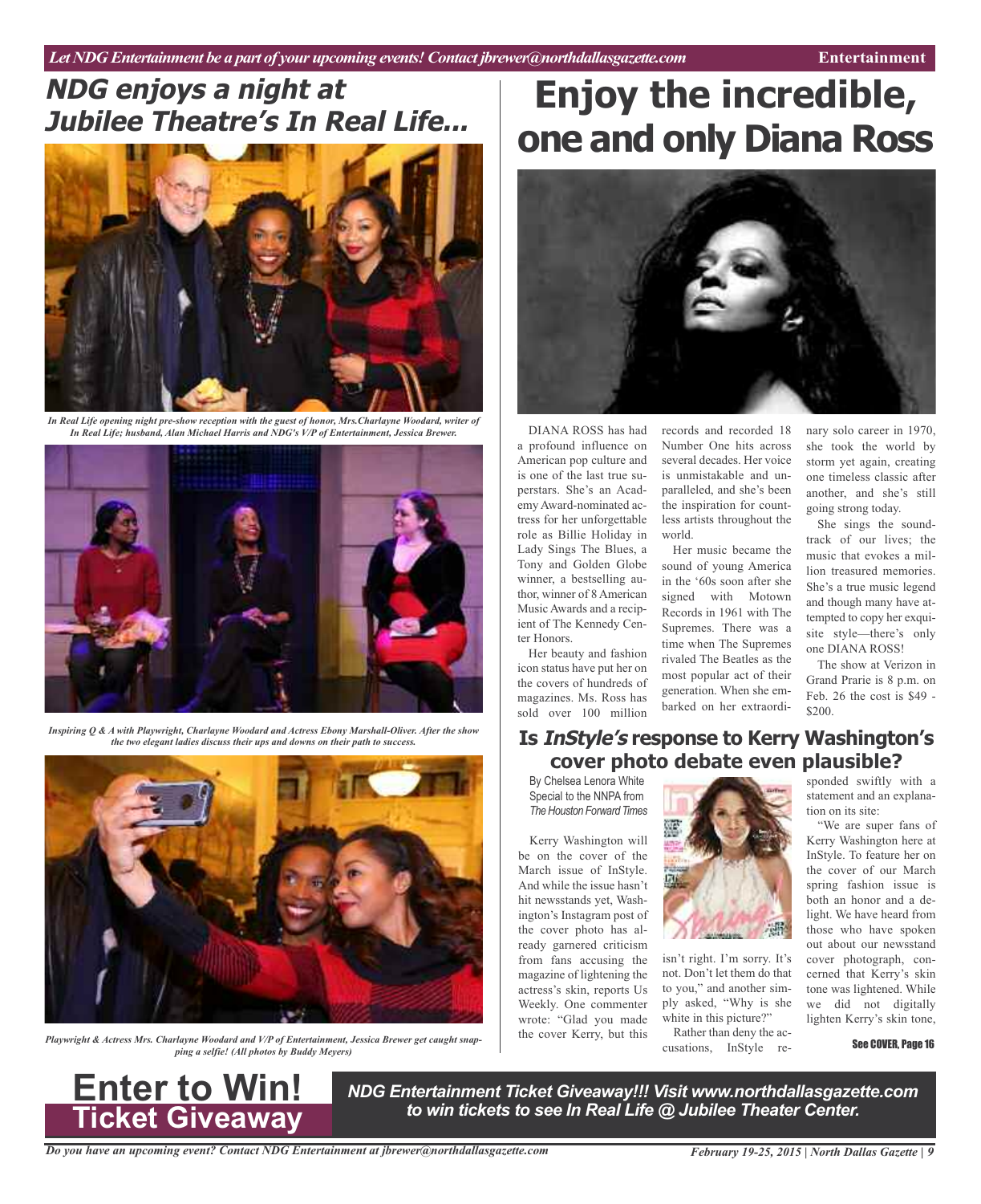# NDG enjoys a night at Jubilee Theatre's In Real Life...

*In Real Life opening night pre-show reception with the guest of honor, Mrs.Charlayne Woodard, writer of In Real Life; husband, Alan Michael Harris and NDG's V/P of Entertainment, Jessica Brewer.*

*Inspiring Q & A with Playwright, Charlayne Woodard and Actress Ebony Marshall-Oliver. After the show the two elegant ladies discuss their ups and downs on their path to success.*

*Playwright & Actress Mrs. Charlayne Woodard and V/P of Entertainment, Jessica Brewer get caught snapping a selfie! (All photos by Buddy Meyers)*

# Enjoy the incredible, one and only Diana Ross

DIANA ROSS has had a profound influence on American pop culture and is one of the last true superstars. She's an Academy Award-nominated actress for her unforgettable role as Billie Holiday in Lady Sings The Blues, a Tony and Golden Globe winner, a bestselling author, winner of 8 American Music Awards and a recipient of The Kennedy Center Honors.

Her beauty and fashion icon status have put her on the covers of hundreds of magazines. Ms. Ross has sold over 100 million records and recorded 18 Number One hits across several decades. Her voice is unmistakable and unparalleled, and she's been the inspiration for countless artists throughout the world.

Her music became the sound of young America in the '60s soon after she signed with Motown Records in 1961 with The Supremes. There was a time when The Supremes rivaled The Beatles as the most popular act of their generation. When she embarked on her extraordinary solo career in 1970, she took the world by storm yet again, creating one timeless classic after another, and she's still going strong today.

She sings the soundtrack of our lives; the music that evokes a million treasured memories. She's a true music legend and though many have attempted to copy her exquisite style—there's only one DIANA ROSS!

The show at Verizon in Grand Prarie is 8 p.m. on Feb. 26 the cost is $49 - $200.

## Is *InStyle's* response to Kerry Washington's cover photo debate even plausible?

By Chelsea Lenora White
Special to the NNPA from
*The Houston Forward Times*

Kerry Washington will be on the cover of the March issue of InStyle. And while the issue hasn't hit newsstands yet, Washington's Instagram post of the cover photo has already garnered criticism from fans accusing the magazine of lightening the actress's skin, reports Us Weekly. One commenter wrote: "Glad you made the cover Kerry, but this isn't right. I'm sorry. It's not. Don't let them do that to you," and another simply asked, "Why is she white in this picture?"

Rather than deny the accusations, InStyle responded swiftly with a statement and an explanation on its site:

"We are super fans of Kerry Washington here at InStyle. To feature her on the cover of our March spring fashion issue is both an honor and a delight. We have heard from those who have spoken out about our newsstand cover photograph, concerned that Kerry's skin tone was lightened. While we did not digitally lighten Kerry's skin tone,

See COVER, Page 16

**Enter to Win! Ticket Giveaway**

***NDG Entertainment Ticket Giveaway!!! Visit www.northdallasgazette.com to win tickets to see In Real Life @ Jubilee Theater Center.***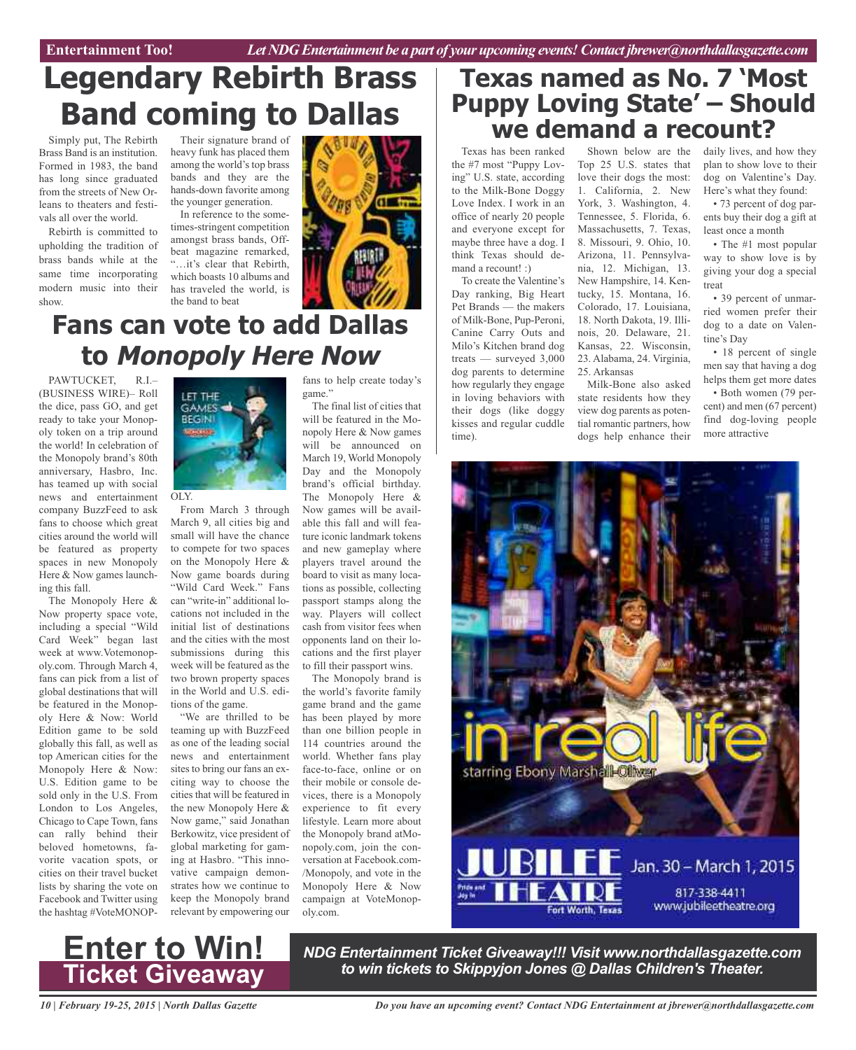# Legendary Rebirth Brass Band coming to Dallas

Simply put, The Rebirth Brass Band is an institution. Formed in 1983, the band has long since graduated from the streets of New Orleans to theaters and festivals all over the world.

Rebirth is committed to upholding the tradition of brass bands while at the same time incorporating modern music into their show.

Their signature brand of heavy funk has placed them among the world's top brass bands and they are the hands-down favorite among the younger generation.

In reference to the sometimes-stringent competition amongst brass bands, Offbeat magazine remarked, "…it's clear that Rebirth, which boasts 10 albums and has traveled the world, is the band to beat

# Fans can vote to add Dallas to *Monopoly Here Now*

PAWTUCKET, R.I.–(BUSINESS WIRE)– Roll the dice, pass GO, and get ready to take your Monopoly token on a trip around the world! In celebration of the Monopoly brand's 80th anniversary, Hasbro, Inc. has teamed up with social news and entertainment company BuzzFeed to ask fans to choose which great cities around the world will be featured as property spaces in new Monopoly Here & Now games launching this fall.

The Monopoly Here & Now property space vote, including a special "Wild Card Week" began last week at www.Votemonopoly.com. Through March 4, fans can pick from a list of global destinations that will be featured in the Monopoly Here & Now: World Edition game to be sold globally this fall, as well as top American cities for the Monopoly Here & Now: U.S. Edition game to be sold only in the U.S. From London to Los Angeles, Chicago to Cape Town, fans can rally behind their beloved hometowns, favorite vacation spots, or cities on their travel bucket lists by sharing the vote on Facebook and Twitter using the hashtag #VoteMONOPOLY.

From March 3 through March 9, all cities big and small will have the chance to compete for two spaces on the Monopoly Here & Now game boards during "Wild Card Week." Fans can "write-in" additional locations not included in the initial list of destinations and the cities with the most submissions during this week will be featured as the two brown property spaces in the World and U.S. editions of the game.

"We are thrilled to be teaming up with BuzzFeed as one of the leading social news and entertainment sites to bring our fans an exciting way to choose the cities that will be featured in the new Monopoly Here & Now game," said Jonathan Berkowitz, vice president of global marketing for gaming at Hasbro. "This innovative campaign demonstrates how we continue to keep the Monopoly brand relevant by empowering our fans to help create today's game."

The final list of cities that will be featured in the Monopoly Here & Now games will be announced on March 19, World Monopoly Day and the Monopoly brand's official birthday. The Monopoly Here & Now games will be available this fall and will feature iconic landmark tokens and new gameplay where players travel around the board to visit as many locations as possible, collecting passport stamps along the way. Players will collect cash from visitor fees when opponents land on their locations and the first player to fill their passport wins.

The Monopoly brand is the world's favorite family game brand and the game has been played by more than one billion people in 114 countries around the world. Whether fans play face-to-face, online or on their mobile or console devices, there is a Monopoly experience to fit every lifestyle. Learn more about the Monopoly brand atMonopoly.com, join the conversation at Facebook.com-/Monopoly, and vote in the Monopoly Here & Now campaign at VoteMonopoly.com.

# Texas named as No. 7 'Most Puppy Loving State' – Should we demand a recount?

Texas has been ranked the #7 most "Puppy Loving" U.S. state, according to the Milk-Bone Doggy Love Index. I work in an office of nearly 20 people and everyone except for maybe three have a dog. I think Texas should demand a recount! :)

To create the Valentine's Day ranking, Big Heart Pet Brands — the makers of Milk-Bone, Pup-Peroni, Canine Carry Outs and Milo's Kitchen brand dog treats — surveyed 3,000 dog parents to determine how regularly they engage in loving behaviors with their dogs (like doggy kisses and regular cuddle time).

Shown below are the Top 25 U.S. states that love their dogs the most: 1. California, 2. New York, 3. Washington, 4. Tennessee, 5. Florida, 6. Massachusetts, 7. Texas, 8. Missouri, 9. Ohio, 10. Arizona, 11. Pennsylvania, 12. Michigan, 13. New Hampshire, 14. Kentucky, 15. Montana, 16. Colorado, 17. Louisiana, 18. North Dakota, 19. Illinois, 20. Delaware, 21. Kansas, 22. Wisconsin, 23. Alabama, 24. Virginia, 25. Arkansas

Milk-Bone also asked state residents how they view dog parents as potential romantic partners, how dogs help enhance their daily lives, and how they plan to show love to their dog on Valentine's Day. Here's what they found:

- 73 percent of dog parents buy their dog a gift at least once a month
- The #1 most popular way to show love is by giving your dog a special treat
- 39 percent of unmarried women prefer their dog to a date on Valentine's Day
- 18 percent of single men say that having a dog helps them get more dates
- Both women (79 percent) and men (67 percent) find dog-loving people more attractive

in real life
starring Ebony Marshall-Oliver

JUBILEE THEATRE
Fort Worth, Texas
Jan. 30 – March 1, 2015
817-338-4411
www.jubileetheatre.org

**Enter to Win! Ticket Giveaway**

***NDG Entertainment Ticket Giveaway!!! Visit www.northdallasgazette.com to win tickets to Skippyjon Jones @ Dallas Children's Theater.***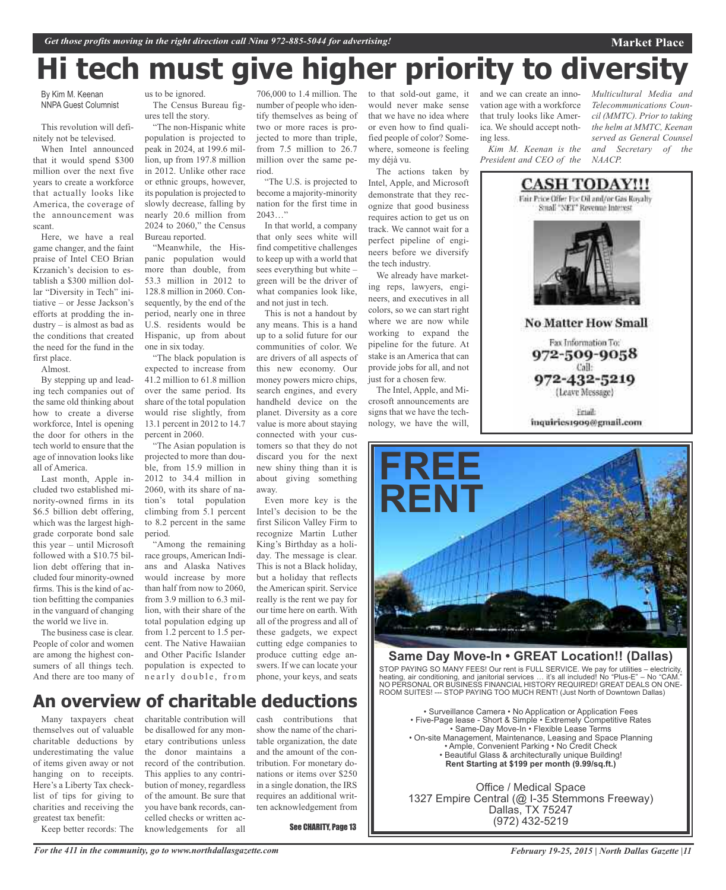# Hi tech must give higher priority to diversity

By Kim M. Keenan
NNPA Guest Columnist

This revolution will definitely not be televised.

When Intel announced that it would spend $300 million over the next five years to create a workforce that actually looks like America, the coverage of the announcement was scant.

Here, we have a real game changer, and the faint praise of Intel CEO Brian Krzanich's decision to establish a $300 million dollar "Diversity in Tech" initiative – or Jesse Jackson's efforts at prodding the industry – is almost as bad as the conditions that created the need for the fund in the first place.

Almost.

By stepping up and leading tech companies out of the same old thinking about how to create a diverse workforce, Intel is opening the door for others in the tech world to ensure that the age of innovation looks like all of America.

Last month, Apple included two established minority-owned firms in its $6.5 billion debt offering, which was the largest high-grade corporate bond sale this year – until Microsoft followed with a $10.75 billion debt offering that included four minority-owned firms. This is the kind of action befitting the companies in the vanguard of changing the world we live in.

The business case is clear. People of color and women are among the highest consumers of all things tech. And there are too many of us to be ignored.

The Census Bureau figures tell the story.

"The non-Hispanic white population is projected to peak in 2024, at 199.6 million, up from 197.8 million in 2012. Unlike other race or ethnic groups, however, its population is projected to slowly decrease, falling by nearly 20.6 million from 2024 to 2060," the Census Bureau reported.

"Meanwhile, the Hispanic population would more than double, from 53.3 million in 2012 to 128.8 million in 2060. Consequently, by the end of the period, nearly one in three U.S. residents would be Hispanic, up from about one in six today.

"The black population is expected to increase from 41.2 million to 61.8 million over the same period. Its share of the total population would rise slightly, from 13.1 percent in 2012 to 14.7 percent in 2060.

"The Asian population is projected to more than double, from 15.9 million in 2012 to 34.4 million in 2060, with its share of nation's total population climbing from 5.1 percent to 8.2 percent in the same period.

"Among the remaining race groups, American Indians and Alaska Natives would increase by more than half from now to 2060, from 3.9 million to 6.3 million, with their share of the total population edging up from 1.2 percent to 1.5 percent. The Native Hawaiian and Other Pacific Islander population is expected to nearly double, from 706,000 to 1.4 million. The number of people who identify themselves as being of two or more races is projected to more than triple, from 7.5 million to 26.7 million over the same period.

"The U.S. is projected to become a majority-minority nation for the first time in 2043…"

In that world, a company that only sees white will find competitive challenges to keep up with a world that sees everything but white – green will be the driver of what companies look like, and not just in tech.

This is not a handout by any means. This is a hand up to a solid future for our communities of color. We are drivers of all aspects of this new economy. Our money powers micro chips, search engines, and every handheld device on the planet. Diversity as a core value is more about staying connected with your customers so that they do not discard you for the next new shiny thing than it is about giving something away.

Even more key is the Intel's decision to be the first Silicon Valley Firm to recognize Martin Luther King's Birthday as a holiday. The message is clear. This is not a Black holiday, but a holiday that reflects the American spirit. Service really is the rent we pay for our time here on earth. With all of the progress and all of these gadgets, we expect cutting edge companies to produce cutting edge answers. If we can locate your phone, your keys, and seats to that sold-out game, it would never make sense that we have no idea where or even how to find qualified people of color? Somewhere, someone is feeling my déjà vu.

The actions taken by Intel, Apple, and Microsoft demonstrate that they recognize that good business requires action to get us on track. We cannot wait for a perfect pipeline of engineers before we diversify the tech industry.

We already have marketing reps, lawyers, engineers, and executives in all colors, so we can start right where we are now while working to expand the pipeline for the future. At stake is an America that can provide jobs for all, and not just for a chosen few.

The Intel, Apple, and Microsoft announcements are signs that we have the technology, we have the will, and we can create an innovation age with a workforce that truly looks like America. We should accept nothing less.

*Kim M. Keenan is the President and CEO of the Multicultural Media and Telecommunications Council (MMTC). Prior to taking the helm at MMTC, Keenan served as General Counsel and Secretary of the NAACP.*

## An overview of charitable deductions

Many taxpayers cheat themselves out of valuable charitable deductions by underestimating the value of items given away or not hanging on to receipts. Here's a Liberty Tax checklist of tips for giving to charities and receiving the greatest tax benefit:

Keep better records: The charitable contribution will be disallowed for any monetary contributions unless the donor maintains a record of the contribution. This applies to any contribution of money, regardless of the amount. Be sure that you have bank records, cancelled checks or written acknowledgements for all cash contributions that show the name of the charitable organization, the date and the amount of the contribution. For monetary donations or items over $250 in a single donation, the IRS requires an additional written acknowledgement from

See CHARITY, Page 13

**CASH TODAY!!!**
Fair Price Offer For Oil and/or Gas Royalty
Small "NET" Revenue Interest

**No Matter How Small**

Fax Information To:
972-509-9058
Call:
972-432-5219
(Leave Message)

Email:
inquiries1909@gmail.com

**FREE RENT**

**Same Day Move-In • GREAT Location!! (Dallas)**

STOP PAYING SO MANY FEES! Our rent is FULL SERVICE. We pay for utilities – electricity, heating, air conditioning, and janitorial services … it's all included! No "Plus-E" – No "CAM." NO PERSONAL OR BUSINESS FINANCIAL HISTORY REQUIRED! GREAT DEALS ON ONE-ROOM SUITES! --- STOP PAYING TOO MUCH RENT! (Just North of Downtown Dallas)

- Surveillance Camera • No Application or Application Fees
- Five-Page lease - Short & Simple • Extremely Competitive Rates
- Same-Day Move-In • Flexible Lease Terms
- On-site Management, Maintenance, Leasing and Space Planning
- Ample, Convenient Parking • No Credit Check
- Beautiful Glass & architecturally unique Building!

**Rent Starting at $199 per month (9.99/sq.ft.)**

Office / Medical Space
1327 Empire Central (@ I-35 Stemmons Freeway)
Dallas, TX 75247
(972) 432-5219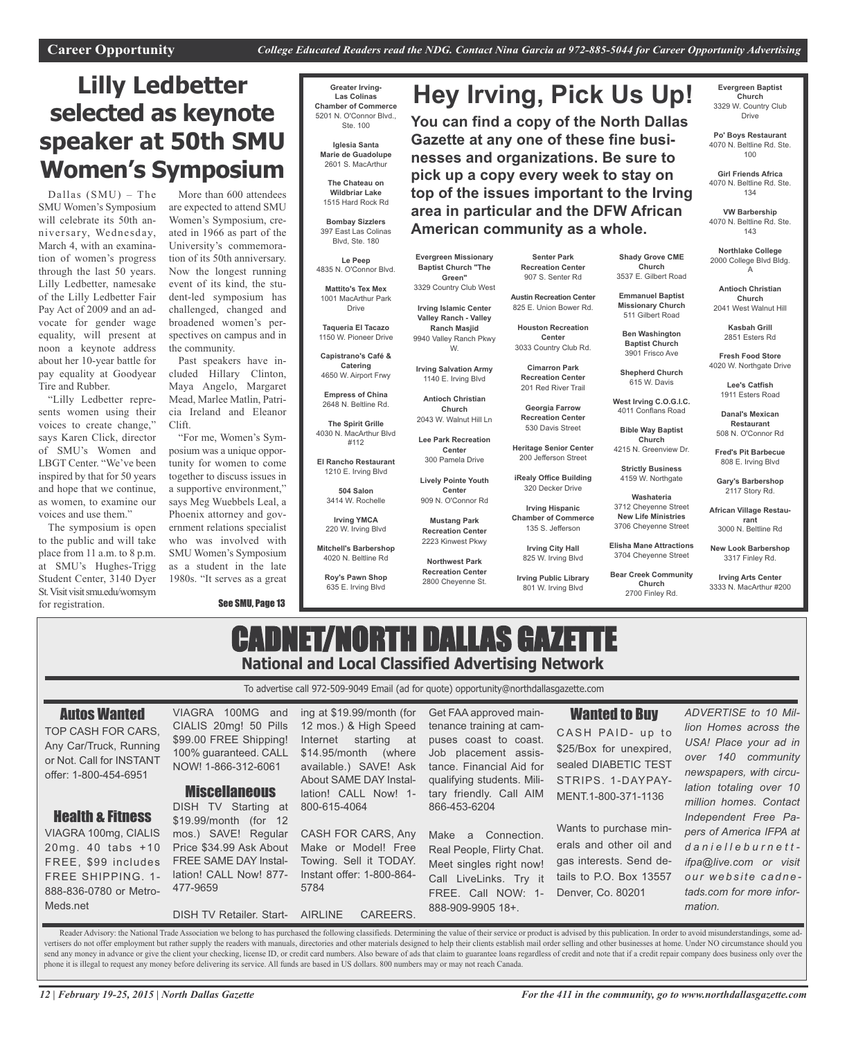**Career Opportunity** *College Educated Readers read the NDG. Contact Nina Garcia at 972-885-5044 for Career Opportunity Advertising*

# Lilly Ledbetter selected as keynote speaker at 50th SMU Women's Symposium

Dallas (SMU) – The SMU Women's Symposium will celebrate its 50th anniversary, Wednesday, March 4, with an examination of women's progress through the last 50 years. Lilly Ledbetter, namesake of the Lilly Ledbetter Fair Pay Act of 2009 and an advocate for gender wage equality, will present at noon a keynote address about her 10-year battle for pay equality at Goodyear Tire and Rubber.

"Lilly Ledbetter represents women using their voices to create change," says Karen Click, director of SMU's Women and LBGT Center. "We've been inspired by that for 50 years and hope that we continue, as women, to examine our voices and use them."

The symposium is open to the public and will take place from 11 a.m. to 8 p.m. at SMU's Hughes-Trigg Student Center, 3140 Dyer St. Visit visit smu.edu/womsym for registration.

More than 600 attendees are expected to attend SMU Women's Symposium, created in 1966 as part of the University's commemoration of its 50th anniversary. Now the longest running event of its kind, the student-led symposium has challenged, changed and broadened women's perspectives on campus and in the community.

Past speakers have included Hillary Clinton, Maya Angelo, Margaret Mead, Marlee Matlin, Patricia Ireland and Eleanor Clift.

"For me, Women's Symposium was a unique opportunity for women to come together to discuss issues in a supportive environment," says Meg Wuebbels Leal, a Phoenix attorney and government relations specialist who was involved with SMU Women's Symposium as a student in the late 1980s. "It serves as a great

See SMU, Page 13

# Hey Irving, Pick Us Up!

**You can find a copy of the North Dallas Gazette at any one of these fine businesses and organizations. Be sure to pick up a copy every week to stay on top of the issues important to the Irving area in particular and the DFW African American community as a whole.**

**Greater Irving-Las Colinas Chamber of Commerce**
5201 N. O'Connor Blvd., Ste. 100

**Iglesia Santa Marie de Guadolupe**
2601 S. MacArthur

**The Chateau on Wildbriar Lake**
1515 Hard Rock Rd

**Bombay Sizzlers**
397 East Las Colinas Blvd, Ste. 180

**Le Peep**
4835 N. O'Connor Blvd.

**Mattito's Tex Mex**
1001 MacArthur Park Drive

**Taqueria El Tacazo**
1150 W. Pioneer Drive

**Capistrano's Café & Catering**
4650 W. Airport Frwy

**Empress of China**
2648 N. Beltline Rd.

**The Spirit Grille**
4030 N. MacArthur Blvd #112

**El Rancho Restaurant**
1210 E. Irving Blvd

**504 Salon**
3414 W. Rochelle

**Irving YMCA**
220 W. Irving Blvd

**Mitchell's Barbershop**
4020 N. Beltline Rd

**Roy's Pawn Shop**
635 E. Irving Blvd

**Evergreen Missionary Baptist Church "The Green"**
3329 Country Club West

**Irving Islamic Center Valley Ranch - Valley Ranch Masjid**
9940 Valley Ranch Pkwy W.

**Irving Salvation Army**
1140 E. Irving Blvd

**Antioch Christian Church**
2043 W. Walnut Hill Ln

**Lee Park Recreation Center**
300 Pamela Drive

**Lively Pointe Youth Center**
909 N. O'Connor Rd

**Mustang Park Recreation Center**
2223 Kinwest Pkwy

**Northwest Park Recreation Center**
2800 Cheyenne St.

**Senter Park Recreation Center**
907 S. Senter Rd

**Austin Recreation Center**
825 E. Union Bower Rd.

**Houston Recreation Center**
3033 Country Club Rd.

**Cimarron Park Recreation Center**
201 Red River Trail

**Georgia Farrow Recreation Center**
530 Davis Street

**Heritage Senior Center**
200 Jefferson Street

**iRealy Office Building**
320 Decker Drive

**Irving Hispanic Chamber of Commerce**
135 S. Jefferson

**Irving City Hall**
825 W. Irving Blvd

**Irving Public Library**
801 W. Irving Blvd

**Shady Grove CME Church**
3537 E. Gilbert Road

**Emmanuel Baptist Missionary Church**
511 Gilbert Road

**Ben Washington Baptist Church**
3901 Frisco Ave

**Shepherd Church**
615 W. Davis

**West Irving C.O.G.I.C.**
4011 Conflans Road

**Bible Way Baptist Church**
4215 N. Greenview Dr.

**Strictly Business**
4159 W. Northgate

**Washateria**
3712 Cheyenne Street

**New Life Ministries**
3706 Cheyenne Street

**Elisha Mane Attractions**
3704 Cheyenne Street

**Bear Creek Community Church**
2700 Finley Rd.

**Evergreen Baptist Church**
3329 W. Country Club Drive

**Po' Boys Restaurant**
4070 N. Beltline Rd. Ste. 100

**Girl Friends Africa**
4070 N. Beltline Rd. Ste. 134

**VW Barbership**
4070 N. Beltline Rd. Ste. 143

**Northlake College**
2000 College Blvd Bldg. A

**Antioch Christian Church**
2041 West Walnut Hill

**Kasbah Grill**
2851 Esters Rd

**Fresh Food Store**
4020 W. Northgate Drive

**Lee's Catfish**
1911 Esters Road

**Danal's Mexican Restaurant**
508 N. O'Connor Rd

**Fred's Pit Barbecue**
808 E. Irving Blvd

**Gary's Barbershop**
2117 Story Rd.

**African Village Restaurant**
3000 N. Beltline Rd

**New Look Barbershop**
3317 Finley Rd.

**Irving Arts Center**
3333 N. MacArthur #200

# CADNET/NORTH DALLAS GAZETTE

## National and Local Classified Advertising Network

To advertise call 972-509-9049 Email (ad for quote) opportunity@northdallasgazette.com

### Autos Wanted

TOP CASH FOR CARS, Any Car/Truck, Running or Not. Call for INSTANT offer: 1-800-454-6951

### Health & Fitness

VIAGRA 100mg, CIALIS 20mg. 40 tabs +10 FREE, $99 includes FREE SHIPPING. 1-888-836-0780 or Metro-Meds.net

VIAGRA 100MG and CIALIS 20mg! 50 Pills $99.00 FREE Shipping! 100% guaranteed. CALL NOW! 1-866-312-6061

### Miscellaneous

DISH TV Starting at $19.99/month (for 12 mos.) SAVE! Regular Price $34.99 Ask About FREE SAME DAY Installation! CALL Now! 877-477-9659

DISH TV Retailer. Starting at $19.99/month (for 12 mos.) & High Speed Internet starting at $14.95/month (where available.) SAVE! Ask About SAME DAY Installation! CALL Now! 1-800-615-4064

CASH FOR CARS, Any Make or Model! Free Towing. Sell it TODAY. Instant offer: 1-800-864-5784

AIRLINE CAREERS. Get FAA approved maintenance training at campuses coast to coast. Job placement assistance. Financial Aid for qualifying students. Military friendly. Call AIM 866-453-6204

Make a Connection. Real People, Flirty Chat. Meet singles right now! Call LiveLinks. Try it FREE. Call NOW: 1-888-909-9905 18+.

### Wanted to Buy

CASH PAID- up to $25/Box for unexpired, sealed DIABETIC TEST STRIPS. 1-DAYPAYMENT.1-800-371-1136

Wants to purchase minerals and other oil and gas interests. Send details to P.O. Box 13557 Denver, Co. 80201

*ADVERTISE to 10 Million Homes across the USA! Place your ad in over 140 community newspapers, with circulation totaling over 10 million homes. Contact Independent Free Papers of America IFPA at danielleburnett-ifpa@live.com or visit our website cadnetads.com for more information.*

Reader Advisory: the National Trade Association we belong to has purchased the following classifieds. Determining the value of their service or product is advised by this publication. In order to avoid misunderstandings, some advertisers do not offer employment but rather supply the readers with manuals, directories and other materials designed to help their clients establish mail order selling and other businesses at home. Under NO circumstance should you send any money in advance or give the client your checking, license ID, or credit card numbers. Also beware of ads that claim to guarantee loans regardless of credit and note that if a credit repair company does business only over the phone it is illegal to request any money before delivering its service. All funds are based in US dollars. 800 numbers may or may not reach Canada.

*For the 411 in the community, go to www.northdallasgazette.com*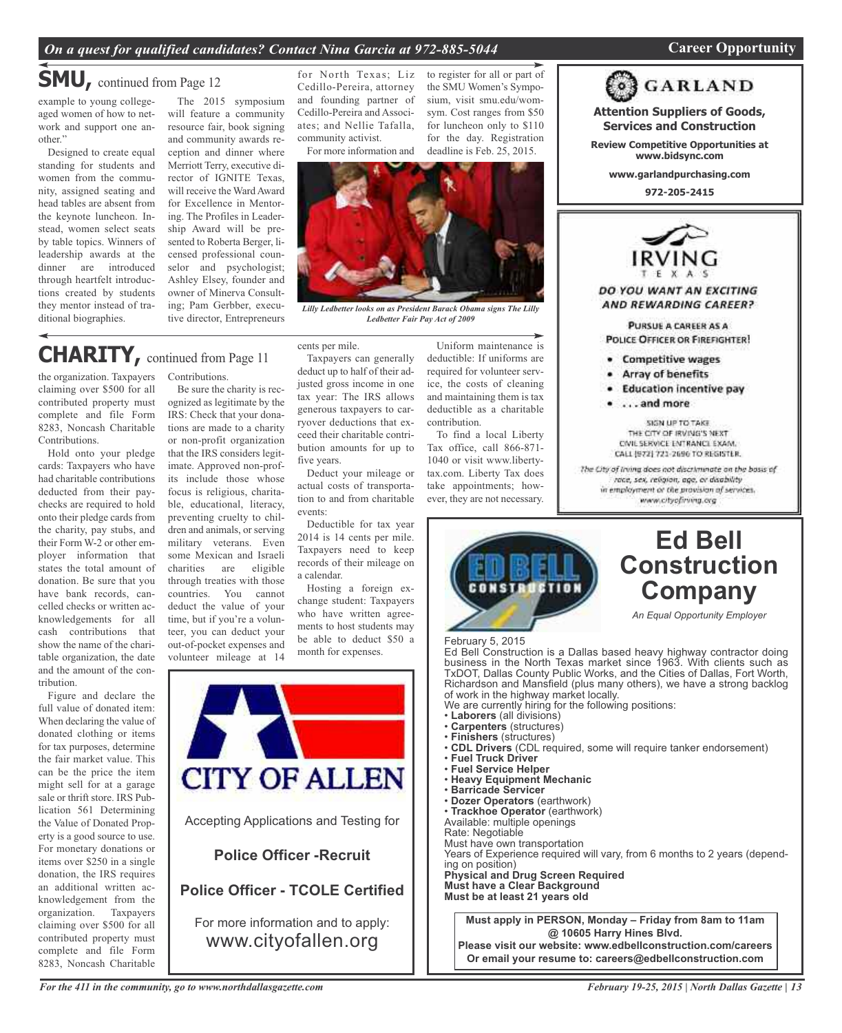## SMU, continued from Page 12

example to young college-aged women of how to network and support one another."

Designed to create equal standing for students and women from the community, assigned seating and head tables are absent from the keynote luncheon. Instead, women select seats by table topics. Winners of leadership awards at the dinner are introduced through heartfelt introductions created by students they mentor instead of traditional biographies.

The 2015 symposium will feature a community resource fair, book signing and community awards reception and dinner where Merriott Terry, executive director of IGNITE Texas, will receive the Ward Award for Excellence in Mentoring. The Profiles in Leadership Award will be presented to Roberta Berger, licensed professional counselor and psychologist; Ashley Elsey, founder and owner of Minerva Consulting; Pam Gerbber, executive director, Entrepreneurs for North Texas; Liz Cedillo-Pereira, attorney and founding partner of Cedillo-Pereira and Associates; and Nellie Tafalla, community activist.

For more information and to register for all or part of the SMU Women's Symposium, visit smu.edu/womsym. Cost ranges from $50 for luncheon only to $110 for the day. Registration deadline is Feb. 25, 2015.

*Lilly Ledbetter looks on as President Barack Obama signs The Lilly Ledbetter Fair Pay Act of 2009*

## CHARITY, continued from Page 11

the organization. Taxpayers claiming over $500 for all contributed property must complete and file Form 8283, Noncash Charitable Contributions.

Hold onto your pledge cards: Taxpayers who have had charitable contributions deducted from their paychecks are required to hold onto their pledge cards from the charity, pay stubs, and their Form W-2 or other employer information that states the total amount of donation. Be sure that you have bank records, cancelled checks or written acknowledgements for all cash contributions that show the name of the charitable organization, the date and the amount of the contribution.

Figure and declare the full value of donated item: When declaring the value of donated clothing or items for tax purposes, determine the fair market value. This can be the price the item might sell for at a garage sale or thrift store. IRS Publication 561 Determining the Value of Donated Property is a good source to use. For monetary donations or items over $250 in a single donation, the IRS requires an additional written acknowledgement from the organization. Taxpayers claiming over $500 for all contributed property must complete and file Form 8283, Noncash Charitable Contributions.

Be sure the charity is recognized as legitimate by the IRS: Check that your donations are made to a charity or non-profit organization that the IRS considers legitimate. Approved non-profits include those whose focus is religious, charitable, educational, literacy, preventing cruelty to children and animals, or serving military veterans. Even some Mexican and Israeli charities are eligible through treaties with those countries. You cannot deduct the value of your time, but if you're a volunteer, you can deduct your out-of-pocket expenses and volunteer mileage at 14 cents per mile.

Taxpayers can generally deduct up to half of their adjusted gross income in one tax year: The IRS allows generous taxpayers to carryover deductions that exceed their charitable contribution amounts for up to five years.

Deduct your mileage or actual costs of transportation to and from charitable events:

Deductible for tax year 2014 is 14 cents per mile. Taxpayers need to keep records of their mileage on a calendar.

Hosting a foreign exchange student: Taxpayers who have written agreements to host students may be able to deduct $50 a month for expenses.

Uniform maintenance is deductible: If uniforms are required for volunteer service, the costs of cleaning and maintaining them is tax deductible as a charitable contribution.

To find a local Liberty Tax office, call 866-871-1040 or visit www.libertytax.com. Liberty Tax does take appointments; however, they are not necessary.

---

### CITY OF ALLEN

Accepting Applications and Testing for

**Police Officer -Recruit**

**Police Officer - TCOLE Certified**

For more information and to apply:
www.cityofallen.org

---

### GARLAND

**Attention Suppliers of Goods, Services and Construction**

**Review Competitive Opportunities at www.bidsync.com**

**www.garlandpurchasing.com**

**972-205-2415**

---

### IRVING TEXAS

**DO YOU WANT AN EXCITING AND REWARDING CAREER?**

PURSUE A CAREER AS A POLICE OFFICER OR FIREFIGHTER!

- Competitive wages
- Array of benefits
- Education incentive pay
- . . . and more

SIGN UP TO TAKE THE CITY OF IRVING'S NEXT CIVIL SERVICE ENTRANCE EXAM. CALL (972) 721-2696 TO REGISTER.

*The City of Irving does not discriminate on the basis of race, sex, religion, age, or disability in employment or the provision of services. www.cityofirving.org*

---

### Ed Bell Construction Company

*An Equal Opportunity Employer*

February 5, 2015

Ed Bell Construction is a Dallas based heavy highway contractor doing business in the North Texas market since 1963. With clients such as TxDOT, Dallas County Public Works, and the Cities of Dallas, Fort Worth, Richardson and Mansfield (plus many others), we have a strong backlog of work in the highway market locally.

We are currently hiring for the following positions:

- **Laborers** (all divisions)
- **Carpenters** (structures)
- **Finishers** (structures)
- **CDL Drivers** (CDL required, some will require tanker endorsement)
- **Fuel Truck Driver**
- **Fuel Service Helper**
- **Heavy Equipment Mechanic**
- **Barricade Servicer**
- **Dozer Operators** (earthwork)
- **Trackhoe Operator** (earthwork)

Available: multiple openings
Rate: Negotiable
Must have own transportation
Years of Experience required will vary, from 6 months to 2 years (depending on position)
**Physical and Drug Screen Required**
**Must have a Clear Background**
**Must be at least 21 years old**

**Must apply in PERSON, Monday – Friday from 8am to 11am @ 10605 Harry Hines Blvd.**
**Please visit our website: www.edbellconstruction.com/careers**
**Or email your resume to: careers@edbellconstruction.com**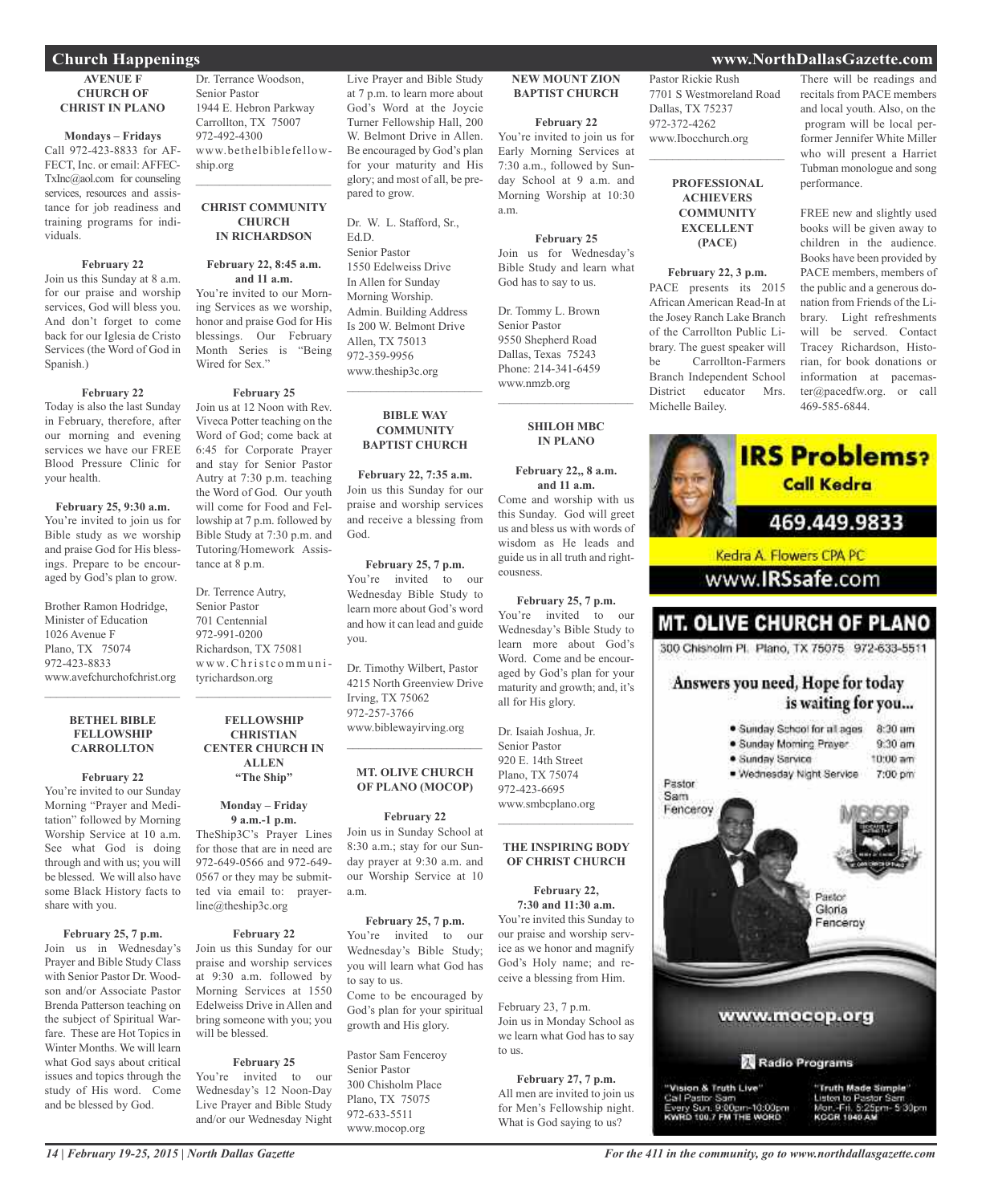## Church Happenings

### AVENUE F CHURCH OF CHRIST IN PLANO

**Mondays – Fridays**
Call 972-423-8833 for AFFECT, Inc. or email: AFFECTxInc@aol.com for counseling services, resources and assistance for job readiness and training programs for individuals.

**February 22**
Join us this Sunday at 8 a.m. for our praise and worship services, God will bless you. And don't forget to come back for our Iglesia de Cristo Services (the Word of God in Spanish.)

**February 22**
Today is also the last Sunday in February, therefore, after our morning and evening services we have our FREE Blood Pressure Clinic for your health.

**February 25, 9:30 a.m.**
You're invited to join us for Bible study as we worship and praise God for His blessings. Prepare to be encouraged by God's plan to grow.

Brother Ramon Hodridge, Minister of Education
1026 Avenue F
Plano, TX 75074
972-423-8833
www.avefchurchofchrist.org

### BETHEL BIBLE FELLOWSHIP CARROLLTON

**February 22**
You're invited to our Sunday Morning "Prayer and Meditation" followed by Morning Worship Service at 10 a.m. See what God is doing through and with us; you will be blessed. We will also have some Black History facts to share with you.

**February 25, 7 p.m.**
Join us in Wednesday's Prayer and Bible Study Class with Senior Pastor Dr. Woodson and/or Associate Pastor Brenda Patterson teaching on the subject of Spiritual Warfare. These are Hot Topics in Winter Months. We will learn what God says about critical issues and topics through the study of His word. Come and be blessed by God.

Dr. Terrance Woodson, Senior Pastor
1944 E. Hebron Parkway
Carrollton, TX 75007
972-492-4300
www.bethelbiblefellowship.org

### CHRIST COMMUNITY CHURCH IN RICHARDSON

**February 22, 8:45 a.m. and 11 a.m.**
You're invited to our Morning Services as we worship, honor and praise God for His blessings. Our February Month Series is "Being Wired for Sex."

**February 25**
Join us at 12 Noon with Rev. Viveca Potter teaching on the Word of God; come back at 6:45 for Corporate Prayer and stay for Senior Pastor Autry at 7:30 p.m. teaching the Word of God. Our youth will come for Food and Fellowship at 7 p.m. followed by Bible Study at 7:30 p.m. and Tutoring/Homework Assistance at 8 p.m.

Dr. Terrence Autry, Senior Pastor
701 Centennial
972-991-0200
Richardson, TX 75081
www.Christcommunityrichardson.org

### FELLOWSHIP CHRISTIAN CENTER CHURCH IN ALLEN "The Ship"

**Monday – Friday 9 a.m.-1 p.m.**
TheShip3C's Prayer Lines for those that are in need are 972-649-0566 and 972-649-0567 or they may be submitted via email to: prayerline@theship3c.org

**February 22**
Join us this Sunday for our praise and worship services at 9:30 a.m. followed by Morning Services at 1550 Edelweiss Drive in Allen and bring someone with you; you will be blessed.

**February 25**
You're invited to our Wednesday's 12 Noon-Day Live Prayer and Bible Study and/or our Wednesday Night Live Prayer and Bible Study at 7 p.m. to learn more about God's Word at the Joycie Turner Fellowship Hall, 200 W. Belmont Drive in Allen. Be encouraged by God's plan for your maturity and His glory; and most of all, be prepared to grow.

Dr. W. L. Stafford, Sr., Ed.D.
Senior Pastor
1550 Edelweiss Drive
In Allen for Sunday Morning Worship.
Admin. Building Address Is 200 W. Belmont Drive
Allen, TX 75013
972-359-9956
www.theship3c.org

### BIBLE WAY COMMUNITY BAPTIST CHURCH

**February 22, 7:35 a.m.**
Join us this Sunday for our praise and worship services and receive a blessing from God.

**February 25, 7 p.m.**
You're invited to our Wednesday Bible Study to learn more about God's word and how it can lead and guide you.

Dr. Timothy Wilbert, Pastor
4215 North Greenview Drive
Irving, TX 75062
972-257-3766
www.biblewayirving.org

### MT. OLIVE CHURCH OF PLANO (MOCOP)

**February 22**
Join us in Sunday School at 8:30 a.m.; stay for our Sunday prayer at 9:30 a.m. and our Worship Service at 10 a.m.

**February 25, 7 p.m.**
You're invited to our Wednesday's Bible Study; you will learn what God has to say to us.
Come to be encouraged by God's plan for your spiritual growth and His glory.

Pastor Sam Fenceroy
Senior Pastor
300 Chisholm Place
Plano, TX 75075
972-633-5511
www.mocop.org

### NEW MOUNT ZION BAPTIST CHURCH

**February 22**
You're invited to join us for Early Morning Services at 7:30 a.m., followed by Sunday School at 9 a.m. and Morning Worship at 10:30 a.m.

**February 25**
Join us for Wednesday's Bible Study and learn what God has to say to us.

Dr. Tommy L. Brown
Senior Pastor
9550 Shepherd Road
Dallas, Texas 75243
Phone: 214-341-6459
www.nmzb.org

### SHILOH MBC IN PLANO

**February 22,, 8 a.m. and 11 a.m.**
Come and worship with us this Sunday. God will greet us and bless us with words of wisdom as He leads and guide us in all truth and righteousness.

**February 25, 7 p.m.**
You're invited to our Wednesday's Bible Study to learn more about God's Word. Come and be encouraged by God's plan for your maturity and growth; and, it's all for His glory.

Dr. Isaiah Joshua, Jr.
Senior Pastor
920 E. 14th Street
Plano, TX 75074
972-423-6695
www.smbcplano.org

### THE INSPIRING BODY OF CHRIST CHURCH

**February 22, 7:30 and 11:30 a.m.**
You're invited this Sunday to our praise and worship service as we honor and magnify God's Holy name; and receive a blessing from Him.

February 23, 7 p.m.
Join us in Monday School as we learn what God has to say to us.

**February 27, 7 p.m.**
All men are invited to join us for Men's Fellowship night. What is God saying to us?

Pastor Rickie Rush
7701 S Westmoreland Road
Dallas, TX 75237
972-372-4262
www.Ibocchurch.org

### PROFESSIONAL ACHIEVERS COMMUNITY EXCELLENT (PACE)

**February 22, 3 p.m.**
PACE presents its 2015 African American Read-In at the Josey Ranch Lake Branch of the Carrollton Public Library. The guest speaker will be Carrollton-Farmers Branch Independent School District educator Mrs. Michelle Bailey.

There will be readings and recitals from PACE members and local youth. Also, on the program will be local performer Jennifer White Miller who will present a Harriet Tubman monologue and song performance.

FREE new and slightly used books will be given away to children in the audience. Books have been provided by PACE members, members of the public and a generous donation from Friends of the Library. Light refreshments will be served. Contact Tracey Richardson, Historian, for book donations or information at pacemaster@pacedfw.org. or call 469-585-6844.

**IRS Problems? Call Kedra**
469.449.9833
Kedra A. Flowers CPA PC
www.IRSsafe.com

**MT. OLIVE CHURCH OF PLANO**
300 Chisholm Pl. Plano, TX 75075 972-633-5511

Answers you need, Hope for today is waiting for you...

- Sunday School for all ages 8:30 am
- Sunday Morning Prayer 9:30 am
- Sunday Service 10:00 am
- Wednesday Night Service 7:00 pm

Pastor Sam Fenceroy
Pastor Gloria Fenceroy

www.mocop.org

Radio Programs

"Vision & Truth Live" Call Pastor Sam Every Sun. 9:00pm-10:00pm KWRD 100.7 FM THE WORD

"Truth Made Simple" Listen to Pastor Sam Mon.-Fri. 5:25pm- 5:30pm KCCR 1040 AM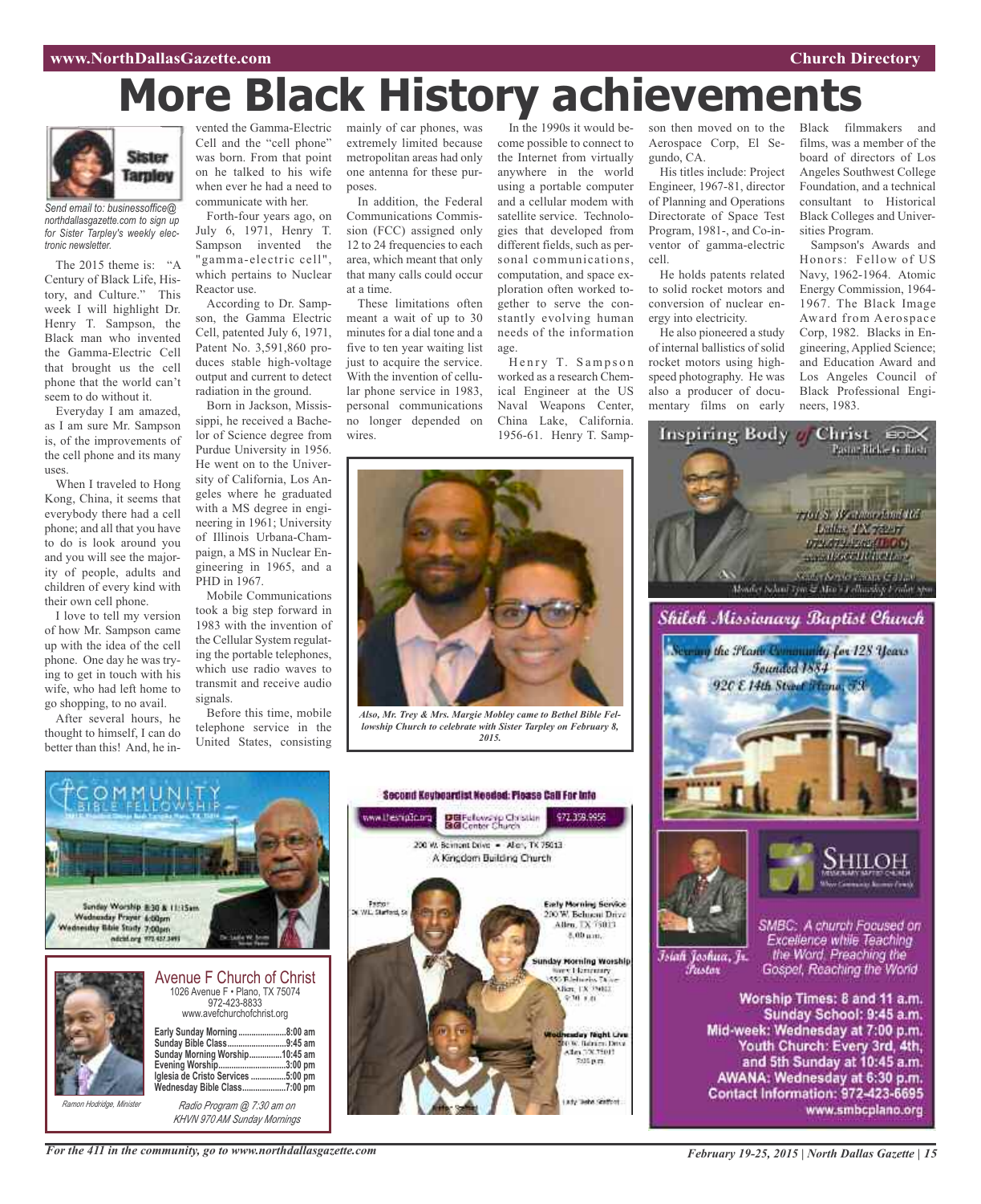# More Black History achievements

Sister Tarpley

*Send email to: businessoffice@northdallasgazette.com to sign up for Sister Tarpley's weekly electronic newsletter.*

The 2015 theme is: "A Century of Black Life, History, and Culture." This week I will highlight Dr. Henry T. Sampson, the Black man who invented the Gamma-Electric Cell that brought us the cell phone that the world can't seem to do without it.

Everyday I am amazed, as I am sure Mr. Sampson is, of the improvements of the cell phone and its many uses.

When I traveled to Hong Kong, China, it seems that everybody there had a cell phone; and all that you have to do is look around you and you will see the majority of people, adults and children of every kind with their own cell phone.

I love to tell my version of how Mr. Sampson came up with the idea of the cell phone. One day he was trying to get in touch with his wife, who had left home to go shopping, to no avail.

After several hours, he thought to himself, I can do better than this! And, he invented the Gamma-Electric Cell and the "cell phone" was born. From that point on he talked to his wife when ever he had a need to communicate with her.

Forth-four years ago, on July 6, 1971, Henry T. Sampson invented the "gamma-electric cell", which pertains to Nuclear Reactor use.

According to Dr. Sampson, the Gamma Electric Cell, patented July 6, 1971, Patent No. 3,591,860 produces stable high-voltage output and current to detect radiation in the ground.

Born in Jackson, Mississippi, he received a Bachelor of Science degree from Purdue University in 1956. He went on to the University of California, Los Angeles where he graduated with a MS degree in engineering in 1961; University of Illinois Urbana-Champaign, a MS in Nuclear Engineering in 1965, and a PHD in 1967.

Mobile Communications took a big step forward in 1983 with the invention of the Cellular System regulating the portable telephones, which use radio waves to transmit and receive audio signals.

Before this time, mobile telephone service in the United States, consisting mainly of car phones, was extremely limited because metropolitan areas had only one antenna for these purposes.

In addition, the Federal Communications Commission (FCC) assigned only 12 to 24 frequencies to each area, which meant that only that many calls could occur at a time.

These limitations often meant a wait of up to 30 minutes for a dial tone and a five to ten year waiting list just to acquire the service. With the invention of cellular phone service in 1983, personal communications no longer depended on wires.

In the 1990s it would become possible to connect to the Internet from virtually anywhere in the world using a portable computer and a cellular modem with satellite service. Technologies that developed from different fields, such as personal communications, computation, and space exploration often worked together to serve the constantly evolving human needs of the information age.

Henry T. Sampson worked as a research Chemical Engineer at the US Naval Weapons Center, China Lake, California. 1956-61. Henry T. Sampson then moved on to the Aerospace Corp, El Segundo, CA.

His titles include: Project Engineer, 1967-81, director of Planning and Operations Directorate of Space Test Program, 1981-, and Co-inventor of gamma-electric cell.

He holds patents related to solid rocket motors and conversion of nuclear energy into electricity.

He also pioneered a study of internal ballistics of solid rocket motors using high-speed photography. He was also a producer of documentary films on early Black filmmakers and films, was a member of the board of directors of Los Angeles Southwest College Foundation, and a technical consultant to Historical Black Colleges and Universities Program.

Sampson's Awards and Honors: Fellow of US Navy, 1962-1964. Atomic Energy Commission, 1964-1967. The Black Image Award from Aerospace Corp, 1982. Blacks in Engineering, Applied Science; and Education Award and Los Angeles Council of Black Professional Engineers, 1983.

*Also, Mr. Trey & Mrs. Margie Mobley came to Bethel Bible Fellowship Church to celebrate with Sister Tarpley on February 8, 2015.*

## Avenue F Church of Christ

1026 Avenue F • Plano, TX 75074
972-423-8833
www.avefchurchofchrist.org

| | |
|---|---|
| Early Sunday Morning | 8:00 am |
| Sunday Bible Class | 9:45 am |
| Sunday Morning Worship | 10:45 am |
| Evening Worship | 3:00 pm |
| Iglesia de Cristo Services | 5:00 pm |
| Wednesday Bible Class | 7:00 pm |

*Radio Program @ 7:30 am on KHVN 970 AM Sunday Mornings*

*Ramon Hodridge, Minister*

## Community Bible Fellowship

Sunday Worship 8:30 & 11:15am
Wednesday Prayer 6:00pm
Wednesday Bible Study 7:00pm

## Fellowship Christian Center Church

**Second Keyboardist Needed: Please Call For Info**

www.thefcc.org — 972.359.9956

200 W. Belmont Drive • Allen, TX 75013
A Kingdom Building Church

Early Morning Service — 200 W. Belmont Drive, Allen, TX 75013, 8:00 a.m.

Sunday Morning Worship

Wednesday Night Live

## Shiloh Missionary Baptist Church

Serving the Plano Community for 128 Years
Founded 1884
920 E 14th Street Plano, TX

*Isiah Joshua, Jr. Pastor*

SMBC: A church Focused on Excellence while Teaching the Word, Preaching the Gospel, Reaching the World

**Worship Times: 8 and 11 a.m.**
**Sunday School: 9:45 a.m.**
**Mid-week: Wednesday at 7:00 p.m.**
**Youth Church: Every 3rd, 4th, and 5th Sunday at 10:45 a.m.**
**AWANA: Wednesday at 6:30 p.m.**
**Contact Information: 972-423-6695**
**www.smbcplano.org**

## Inspiring Body of Christ

Pastor Richie G. Butler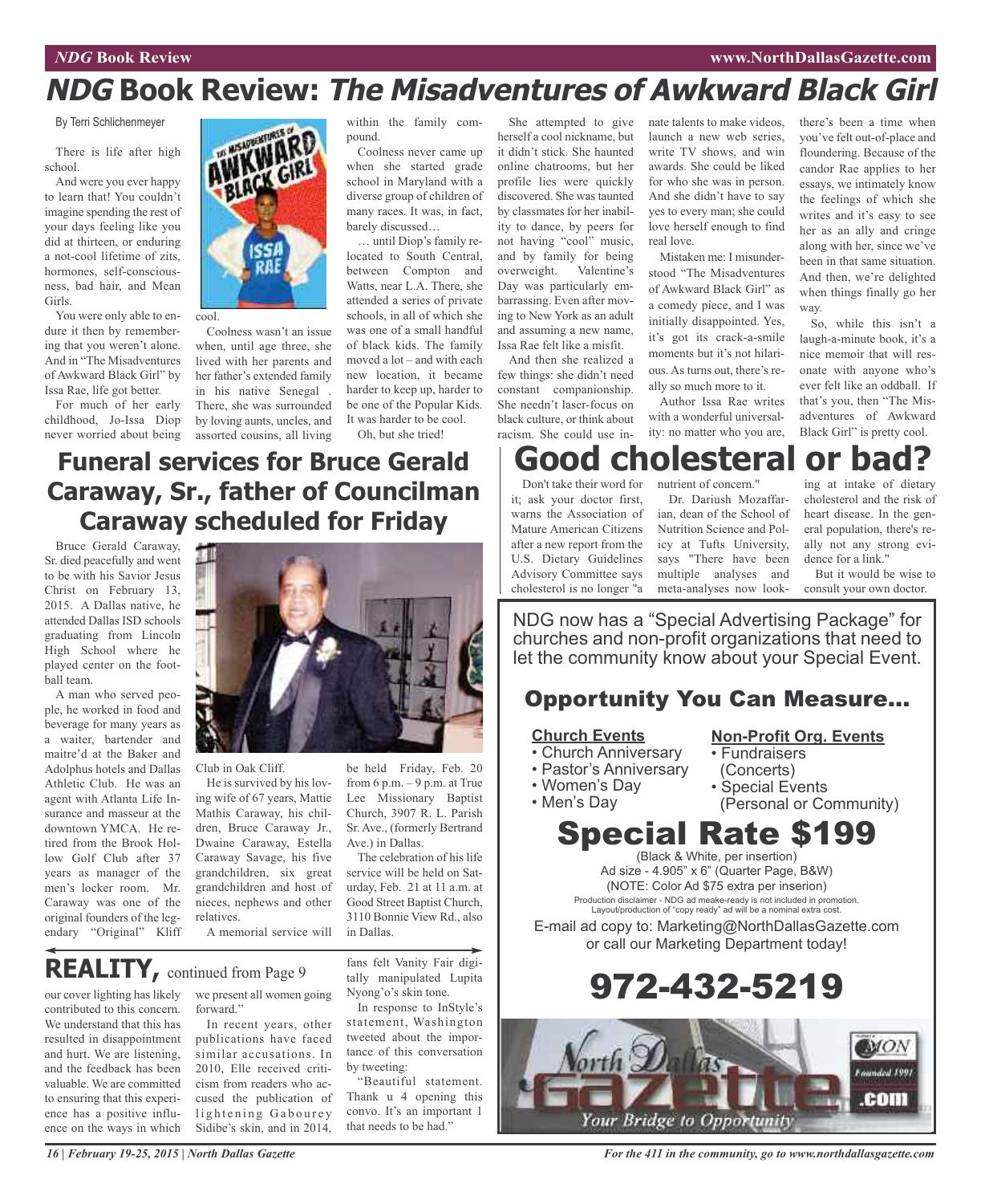# NDG Book Review: *The Misadventures of Awkward Black Girl*

By Terri Schlichenmeyer

There is life after high school.

And were you ever happy to learn that! You couldn't imagine spending the rest of your days feeling like you did at thirteen, or enduring a not-cool lifetime of zits, hormones, self-consciousness, bad hair, and Mean Girls.

You were only able to endure it then by remembering that you weren't alone. And in "The Misadventures of Awkward Black Girl" by Issa Rae, life got better.

For much of her early childhood, Jo-Issa Diop never worried about being cool.

Coolness wasn't an issue when, until age three, she lived with her parents and her father's extended family in his native Senegal . There, she was surrounded by loving aunts, uncles, and assorted cousins, all living within the family compound.

Coolness never came up when she started grade school in Maryland with a diverse group of children of many races. It was, in fact, barely discussed…

… until Diop's family relocated to South Central, between Compton and Watts, near L.A. There, she attended a series of private schools, in all of which she was one of a small handful of black kids. The family moved a lot – and with each new location, it became harder to keep up, harder to be one of the Popular Kids. It was harder to be cool.

Oh, but she tried!

She attempted to give herself a cool nickname, but it didn't stick. She haunted online chatrooms, but her profile lies were quickly discovered. She was taunted by classmates for her inability to dance, by peers for not having "cool" music, and by family for being overweight. Valentine's Day was particularly embarrassing. Even after moving to New York as an adult and assuming a new name, Issa Rae felt like a misfit.

And then she realized a few things: she didn't need constant companionship. She needn't laser-focus on black culture, or think about racism. She could use innate talents to make videos, launch a new web series, write TV shows, and win awards. She could be liked for who she was in person. And she didn't have to say yes to every man; she could love herself enough to find real love.

Mistaken me: I misunderstood "The Misadventures of Awkward Black Girl" as a comedy piece, and I was initially disappointed. Yes, it's got its crack-a-smile moments but it's not hilarious. As turns out, there's really so much more to it.

Author Issa Rae writes with a wonderful universality: no matter who you are, there's been a time when you've felt out-of-place and floundering. Because of the candor Rae applies to her essays, we intimately know the feelings of which she writes and it's easy to see her as an ally and cringe along with her, since we've been in that same situation. And then, we're delighted when things finally go her way.

So, while this isn't a laugh-a-minute book, it's a nice memoir that will resonate with anyone who's ever felt like an oddball. If that's you, then "The Misadventures of Awkward Black Girl" is pretty cool.

## Funeral services for Bruce Gerald Caraway, Sr., father of Councilman Caraway scheduled for Friday

Bruce Gerald Caraway, Sr. died peacefully and went to be with his Savior Jesus Christ on February 13, 2015. A Dallas native, he attended Dallas ISD schools graduating from Lincoln High School where he played center on the football team.

A man who served people, he worked in food and beverage for many years as a waiter, bartender and maitre'd at the Baker and Adolphus hotels and Dallas Athletic Club. He was an agent with Atlanta Life Insurance and masseur at the downtown YMCA. He retired from the Brook Hollow Golf Club after 37 years as manager of the men's locker room. Mr. Caraway was one of the original founders of the legendary "Original" Kliff Club in Oak Cliff.

He is survived by his loving wife of 67 years, Mattie Mathis Caraway, his children, Bruce Caraway Jr., Dwaine Caraway, Estella Caraway Savage, his five grandchildren, six great grandchildren and host of nieces, nephews and other relatives.

A memorial service will be held Friday, Feb. 20 from 6 p.m. – 9 p.m. at True Lee Missionary Baptist Church, 3907 R. L. Parish Sr. Ave., (formerly Bertrand Ave.) in Dallas.

The celebration of his life service will be held on Saturday, Feb. 21 at 11 a.m. at Good Street Baptist Church, 3110 Bonnie View Rd., also in Dallas.

## Good cholesterol or bad?

Don't take their word for it; ask your doctor first, warns the Association of Mature American Citizens after a new report from the U.S. Dietary Guidelines Advisory Committee says cholesterol is no longer "a nutrient of concern."

Dr. Dariush Mozaffarian, dean of the School of Nutrition Science and Policy at Tufts University, says "There have been multiple analyses and meta-analyses now looking at intake of dietary cholesterol and the risk of heart disease. In the general population, there's really not any strong evidence for a link."

But it would be wise to consult your own doctor.

## REALITY, continued from Page 9

our cover lighting has likely contributed to this concern. We understand that this has resulted in disappointment and hurt. We are listening, and the feedback has been valuable. We are committed to ensuring that this experience has a positive influence on the ways in which we present all women going forward."

In recent years, other publications have faced similar accusations. In 2010, Elle received criticism from readers who accused the publication of lightening Gabourey Sidibe's skin, and in 2014, fans felt Vanity Fair digitally manipulated Lupita Nyong'o's skin tone.

In response to InStyle's statement, Washington tweeted about the importance of this conversation by tweeting:

"Beautiful statement. Thank u 4 opening this convo. It's an important 1 that needs to be had."

---

NDG now has a "Special Advertising Package" for churches and non-profit organizations that need to let the community know about your Special Event.

### Opportunity You Can Measure...

**Church Events**
- Church Anniversary
- Pastor's Anniversary
- Women's Day
- Men's Day

**Non-Profit Org. Events**
- Fundraisers (Concerts)
- Special Events (Personal or Community)

## Special Rate $199

(Black & White, per insertion)
Ad size - 4.905" x 6" (Quarter Page, B&W)
(NOTE: Color Ad $75 extra per inserion)

Production disclaimer - NDG ad meake-ready is not included in promotion.
Layout/production of "copy ready" ad will be a nominal extra cost.

E-mail ad copy to: Marketing@NorthDallasGazette.com
or call our Marketing Department today!

## 972-432-5219

North Dallas Gazette .com
Your Bridge to Opportunity
MON Founded 1991